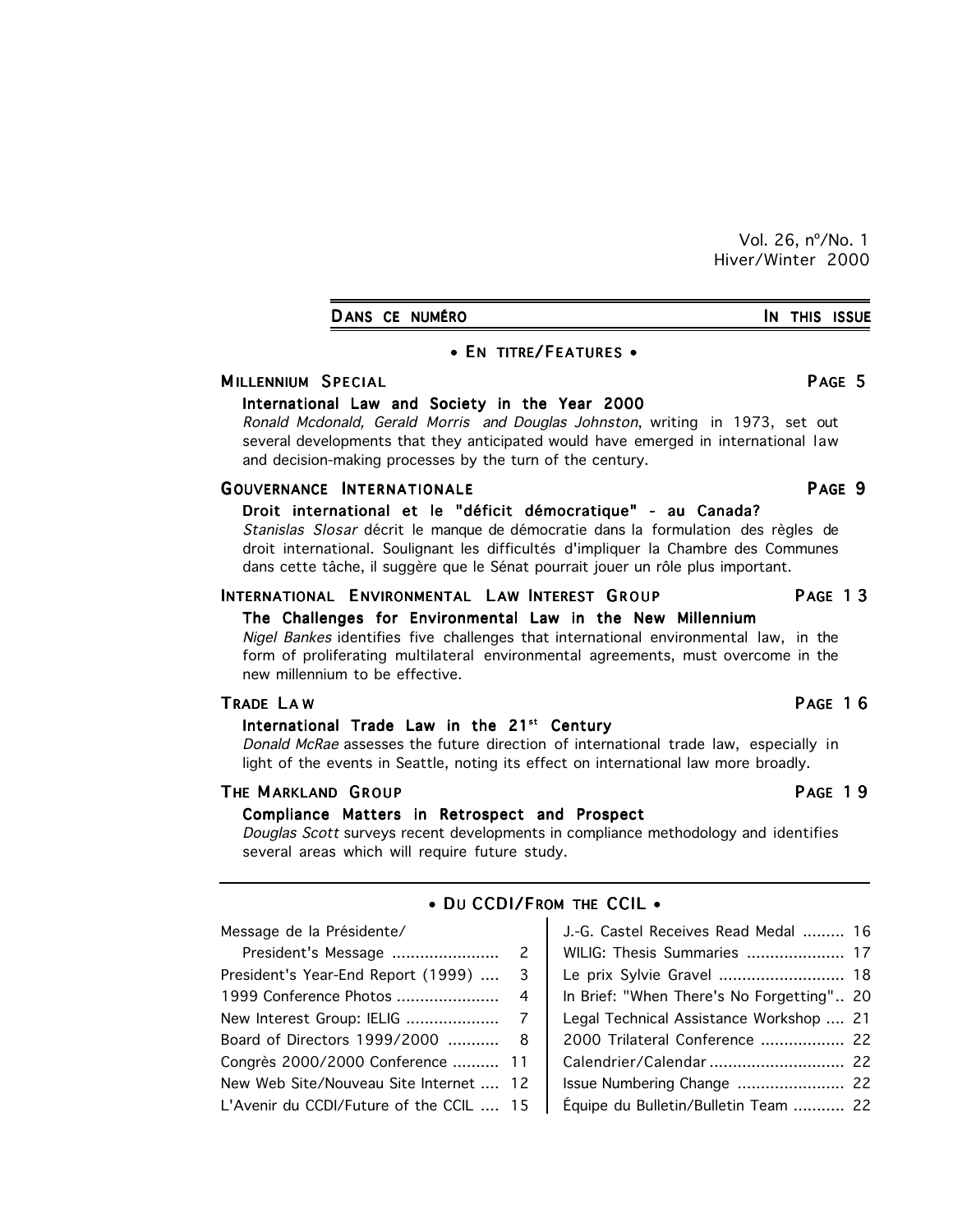Vol. 26, nº/No. 1
Hiver/Winter 2000

## DANS CE NUMÉRO — IN THIS ISSUE

### • EN TITRE/FEATURES •

**MILLENNIUM SPECIAL** — PAGE 5

**International Law and Society in the Year 2000**
*Ronald Mcdonald, Gerald Morris and Douglas Johnston*, writing in 1973, set out several developments that they anticipated would have emerged in international law and decision-making processes by the turn of the century.

**GOUVERNANCE INTERNATIONALE** — PAGE 9

**Droit international et le "déficit démocratique" - au Canada?**
*Stanislas Slosar* décrit le manque de démocratie dans la formulation des règles de droit international. Soulignant les difficultés d'impliquer la Chambre des Communes dans cette tâche, il suggère que le Sénat pourrait jouer un rôle plus important.

**INTERNATIONAL ENVIRONMENTAL LAW INTEREST GROUP** — PAGE 13

**The Challenges for Environmental Law in the New Millennium**
*Nigel Bankes* identifies five challenges that international environmental law, in the form of proliferating multilateral environmental agreements, must overcome in the new millennium to be effective.

**TRADE LAW** — PAGE 16

**International Trade Law in the 21st Century**
*Donald McRae* assesses the future direction of international trade law, especially in light of the events in Seattle, noting its effect on international law more broadly.

**THE MARKLAND GROUP** — PAGE 19

**Compliance Matters in Retrospect and Prospect**
*Douglas Scott* surveys recent developments in compliance methodology and identifies several areas which will require future study.

### • DU CCDI/FROM THE CCIL •

- Message de la Présidente/President's Message ....... 2
- President's Year-End Report (1999) .... 3
- 1999 Conference Photos ....... 4
- New Interest Group: IELIG ....... 7
- Board of Directors 1999/2000 ....... 8
- Congrès 2000/2000 Conference ....... 11
- New Web Site/Nouveau Site Internet .... 12
- L'Avenir du CCDI/Future of the CCIL .... 15
- J.-G. Castel Receives Read Medal ....... 16
- WILIG: Thesis Summaries ....... 17
- Le prix Sylvie Gravel ....... 18
- In Brief: "When There's No Forgetting".. 20
- Legal Technical Assistance Workshop .... 21
- 2000 Trilateral Conference ....... 22
- Calendrier/Calendar ....... 22
- Issue Numbering Change ....... 22
- Équipe du Bulletin/Bulletin Team ....... 22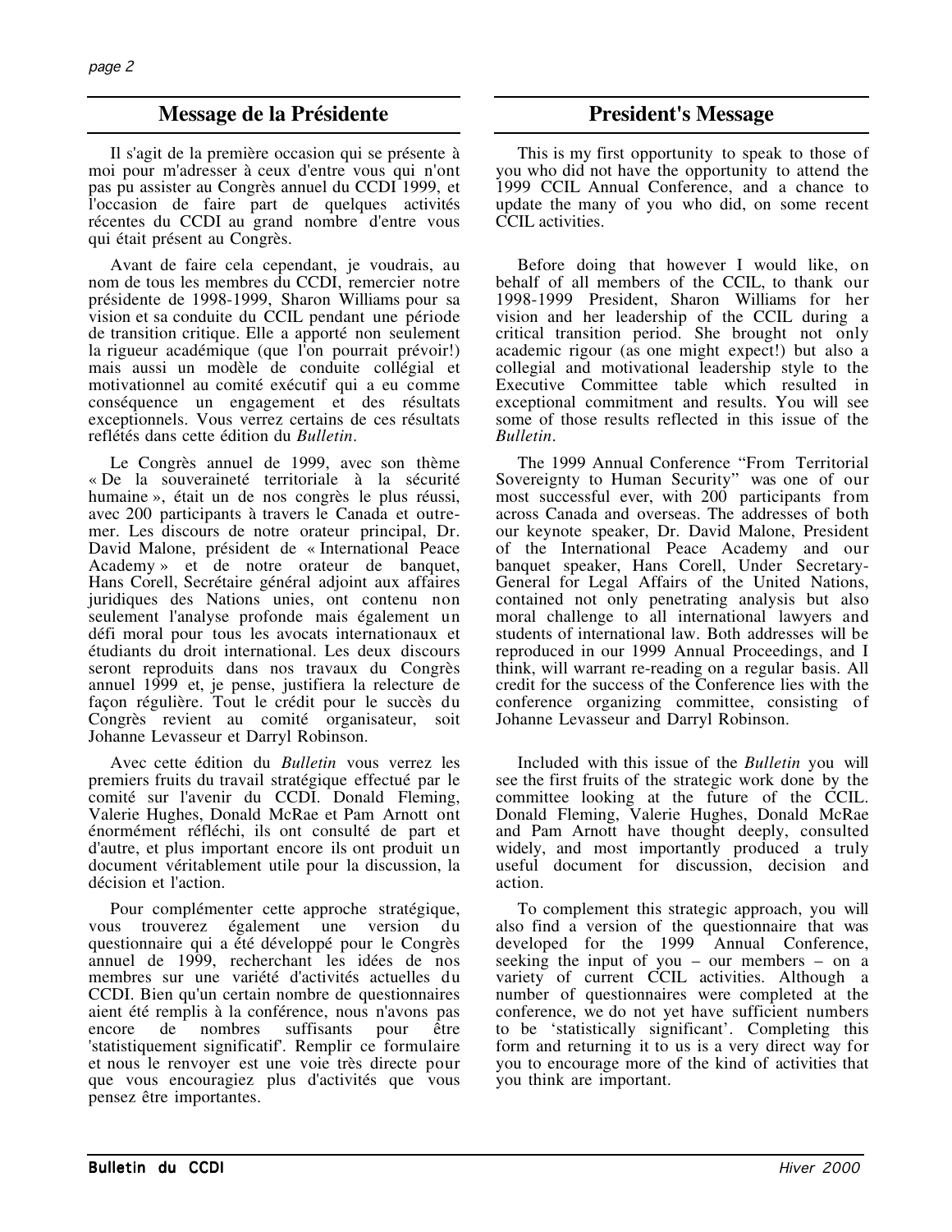## Message de la Présidente

Il s'agit de la première occasion qui se présente à moi pour m'adresser à ceux d'entre vous qui n'ont pas pu assister au Congrès annuel du CCDI 1999, et l'occasion de faire part de quelques activités récentes du CCDI au grand nombre d'entre vous qui était présent au Congrès.

Avant de faire cela cependant, je voudrais, au nom de tous les membres du CCDI, remercier notre présidente de 1998-1999, Sharon Williams pour sa vision et sa conduite du CCIL pendant une période de transition critique. Elle a apporté non seulement la rigueur académique (que l'on pourrait prévoir!) mais aussi un modèle de conduite collégial et motivationnel au comité exécutif qui a eu comme conséquence un engagement et des résultats exceptionnels. Vous verrez certains de ces résultats reflétés dans cette édition du *Bulletin*.

Le Congrès annuel de 1999, avec son thème « De la souveraineté territoriale à la sécurité humaine », était un de nos congrès le plus réussi, avec 200 participants à travers le Canada et outre-mer. Les discours de notre orateur principal, Dr. David Malone, président de « International Peace Academy » et de notre orateur de banquet, Hans Corell, Secrétaire général adjoint aux affaires juridiques des Nations unies, ont contenu non seulement l'analyse profonde mais également un défi moral pour tous les avocats internationaux et étudiants du droit international. Les deux discours seront reproduits dans nos travaux du Congrès annuel 1999 et, je pense, justifiera la relecture de façon régulière. Tout le crédit pour le succès du Congrès revient au comité organisateur, soit Johanne Levasseur et Darryl Robinson.

Avec cette édition du *Bulletin* vous verrez les premiers fruits du travail stratégique effectué par le comité sur l'avenir du CCDI. Donald Fleming, Valerie Hughes, Donald McRae et Pam Arnott ont énormément réfléchi, ils ont consulté de part et d'autre, et plus important encore ils ont produit un document véritablement utile pour la discussion, la décision et l'action.

Pour complémenter cette approche stratégique, vous trouverez également une version du questionnaire qui a été développé pour le Congrès annuel de 1999, recherchant les idées de nos membres sur une variété d'activités actuelles du CCDI. Bien qu'un certain nombre de questionnaires aient été remplis à la conférence, nous n'avons pas encore de nombres suffisants pour être 'statistiquement significatif'. Remplir ce formulaire et nous le renvoyer est une voie très directe pour que vous encouragiez plus d'activités que vous pensez être importantes.

## President's Message

This is my first opportunity to speak to those of you who did not have the opportunity to attend the 1999 CCIL Annual Conference, and a chance to update the many of you who did, on some recent CCIL activities.

Before doing that however I would like, on behalf of all members of the CCIL, to thank our 1998-1999 President, Sharon Williams for her vision and her leadership of the CCIL during a critical transition period. She brought not only academic rigour (as one might expect!) but also a collegial and motivational leadership style to the Executive Committee table which resulted in exceptional commitment and results. You will see some of those results reflected in this issue of the *Bulletin*.

The 1999 Annual Conference "From Territorial Sovereignty to Human Security" was one of our most successful ever, with 200 participants from across Canada and overseas. The addresses of both our keynote speaker, Dr. David Malone, President of the International Peace Academy and our banquet speaker, Hans Corell, Under Secretary-General for Legal Affairs of the United Nations, contained not only penetrating analysis but also moral challenge to all international lawyers and students of international law. Both addresses will be reproduced in our 1999 Annual Proceedings, and I think, will warrant re-reading on a regular basis. All credit for the success of the Conference lies with the conference organizing committee, consisting of Johanne Levasseur and Darryl Robinson.

Included with this issue of the *Bulletin* you will see the first fruits of the strategic work done by the committee looking at the future of the CCIL. Donald Fleming, Valerie Hughes, Donald McRae and Pam Arnott have thought deeply, consulted widely, and most importantly produced a truly useful document for discussion, decision and action.

To complement this strategic approach, you will also find a version of the questionnaire that was developed for the 1999 Annual Conference, seeking the input of you – our members – on a variety of current CCIL activities. Although a number of questionnaires were completed at the conference, we do not yet have sufficient numbers to be 'statistically significant'. Completing this form and returning it to us is a very direct way for you to encourage more of the kind of activities that you think are important.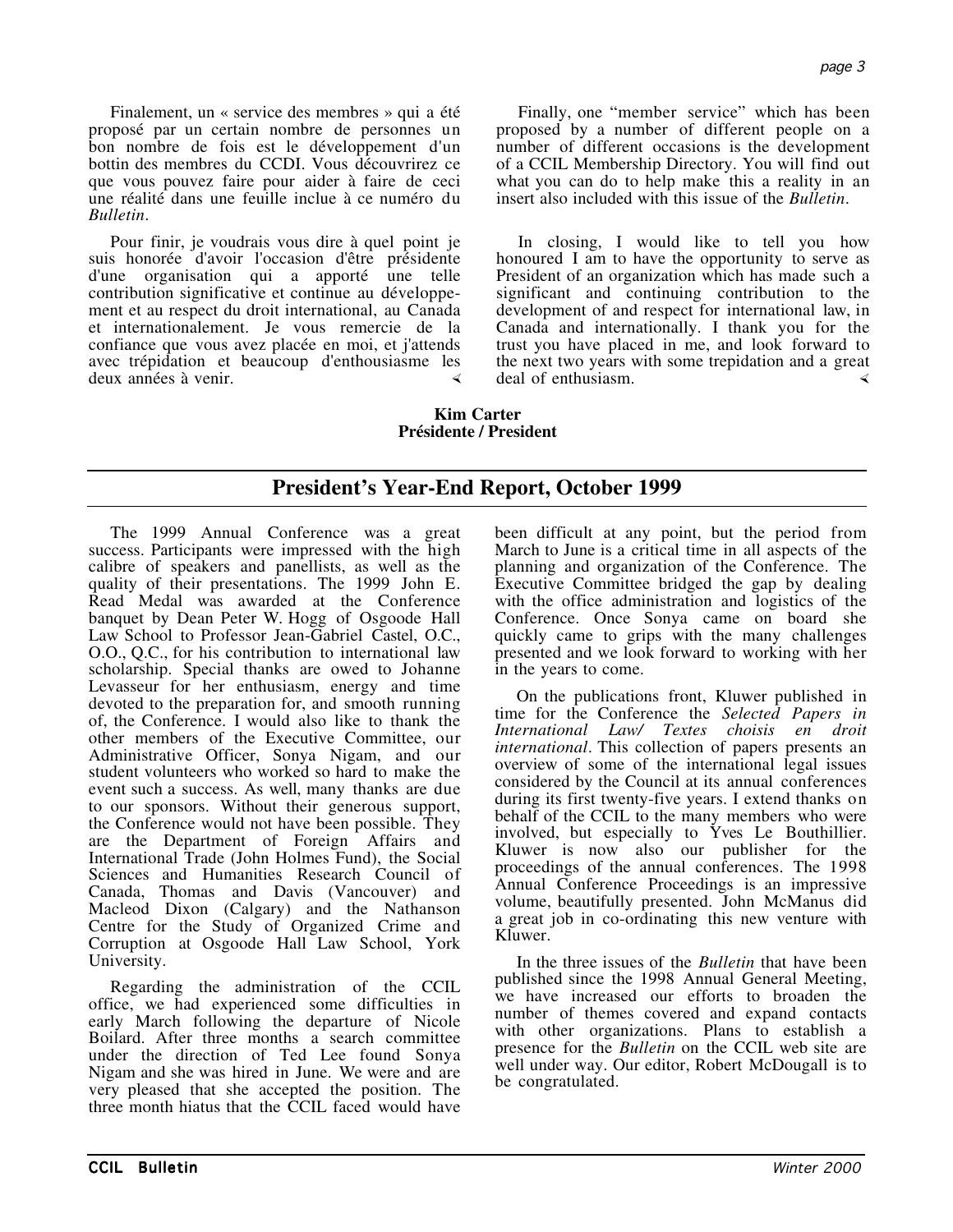Finalement, un « service des membres » qui a été proposé par un certain nombre de personnes un bon nombre de fois est le développement d'un bottin des membres du CCDI. Vous découvrirez ce que vous pouvez faire pour aider à faire de ceci une réalité dans une feuille inclue à ce numéro du *Bulletin*.

Pour finir, je voudrais vous dire à quel point je suis honorée d'avoir l'occasion d'être présidente d'une organisation qui a apporté une telle contribution significative et continue au développement et au respect du droit international, au Canada et internationalement. Je vous remercie de la confiance que vous avez placée en moi, et j'attends avec trépidation et beaucoup d'enthousiasme les deux années à venir.

Finally, one "member service" which has been proposed by a number of different people on a number of different occasions is the development of a CCIL Membership Directory. You will find out what you can do to help make this a reality in an insert also included with this issue of the *Bulletin*.

In closing, I would like to tell you how honoured I am to have the opportunity to serve as President of an organization which has made such a significant and continuing contribution to the development of and respect for international law, in Canada and internationally. I thank you for the trust you have placed in me, and look forward to the next two years with some trepidation and a great deal of enthusiasm.

**Kim Carter**
**Présidente / President**

## President's Year-End Report, October 1999

The 1999 Annual Conference was a great success. Participants were impressed with the high calibre of speakers and panellists, as well as the quality of their presentations. The 1999 John E. Read Medal was awarded at the Conference banquet by Dean Peter W. Hogg of Osgoode Hall Law School to Professor Jean-Gabriel Castel, O.C., O.O., Q.C., for his contribution to international law scholarship. Special thanks are owed to Johanne Levasseur for her enthusiasm, energy and time devoted to the preparation for, and smooth running of, the Conference. I would also like to thank the other members of the Executive Committee, our Administrative Officer, Sonya Nigam, and our student volunteers who worked so hard to make the event such a success. As well, many thanks are due to our sponsors. Without their generous support, the Conference would not have been possible. They are the Department of Foreign Affairs and International Trade (John Holmes Fund), the Social Sciences and Humanities Research Council of Canada, Thomas and Davis (Vancouver) and Macleod Dixon (Calgary) and the Nathanson Centre for the Study of Organized Crime and Corruption at Osgoode Hall Law School, York University.

Regarding the administration of the CCIL office, we had experienced some difficulties in early March following the departure of Nicole Boilard. After three months a search committee under the direction of Ted Lee found Sonya Nigam and she was hired in June. We were and are very pleased that she accepted the position. The three month hiatus that the CCIL faced would have been difficult at any point, but the period from March to June is a critical time in all aspects of the planning and organization of the Conference. The Executive Committee bridged the gap by dealing with the office administration and logistics of the Conference. Once Sonya came on board she quickly came to grips with the many challenges presented and we look forward to working with her in the years to come.

On the publications front, Kluwer published in time for the Conference the *Selected Papers in International Law/ Textes choisis en droit international*. This collection of papers presents an overview of some of the international legal issues considered by the Council at its annual conferences during its first twenty-five years. I extend thanks on behalf of the CCIL to the many members who were involved, but especially to Yves Le Bouthillier. Kluwer is now also our publisher for the proceedings of the annual conferences. The 1998 Annual Conference Proceedings is an impressive volume, beautifully presented. John McManus did a great job in co-ordinating this new venture with Kluwer.

In the three issues of the *Bulletin* that have been published since the 1998 Annual General Meeting, we have increased our efforts to broaden the number of themes covered and expand contacts with other organizations. Plans to establish a presence for the *Bulletin* on the CCIL web site are well under way. Our editor, Robert McDougall is to be congratulated.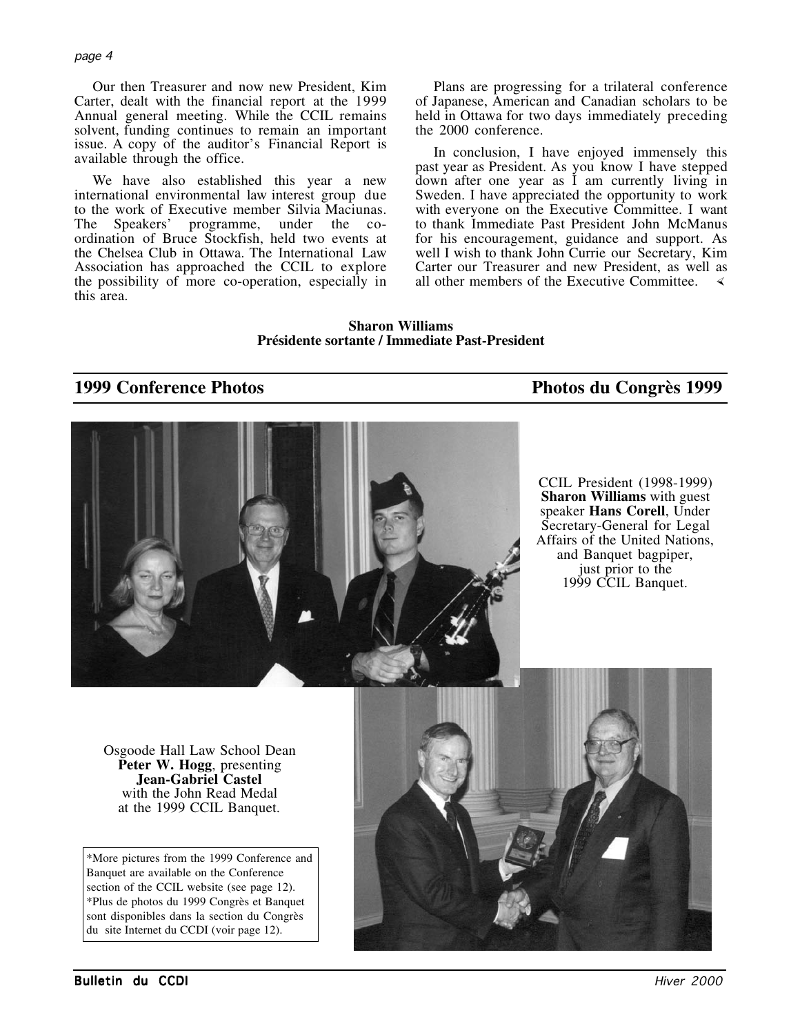Our then Treasurer and now new President, Kim Carter, dealt with the financial report at the 1999 Annual general meeting. While the CCIL remains solvent, funding continues to remain an important issue. A copy of the auditor's Financial Report is available through the office.

We have also established this year a new international environmental law interest group due to the work of Executive member Silvia Maciunas. The Speakers' programme, under the co-ordination of Bruce Stockfish, held two events at the Chelsea Club in Ottawa. The International Law Association has approached the CCIL to explore the possibility of more co-operation, especially in this area.

Plans are progressing for a trilateral conference of Japanese, American and Canadian scholars to be held in Ottawa for two days immediately preceding the 2000 conference.

In conclusion, I have enjoyed immensely this past year as President. As you know I have stepped down after one year as I am currently living in Sweden. I have appreciated the opportunity to work with everyone on the Executive Committee. I want to thank Immediate Past President John McManus for his encouragement, guidance and support. As well I wish to thank John Currie our Secretary, Kim Carter our Treasurer and new President, as well as all other members of the Executive Committee.

**Sharon Williams**
**Présidente sortante / Immediate Past-President**

## 1999 Conference Photos / Photos du Congrès 1999

CCIL President (1998-1999) **Sharon Williams** with guest speaker **Hans Corell**, Under Secretary-General for Legal Affairs of the United Nations, and Banquet bagpiper, just prior to the 1999 CCIL Banquet.

Osgoode Hall Law School Dean **Peter W. Hogg**, presenting **Jean-Gabriel Castel** with the John Read Medal at the 1999 CCIL Banquet.

*More pictures from the 1999 Conference and Banquet are available on the Conference section of the CCIL website (see page 12).
*Plus de photos du 1999 Congrès et Banquet sont disponibles dans la section du Congrès du site Internet du CCDI (voir page 12).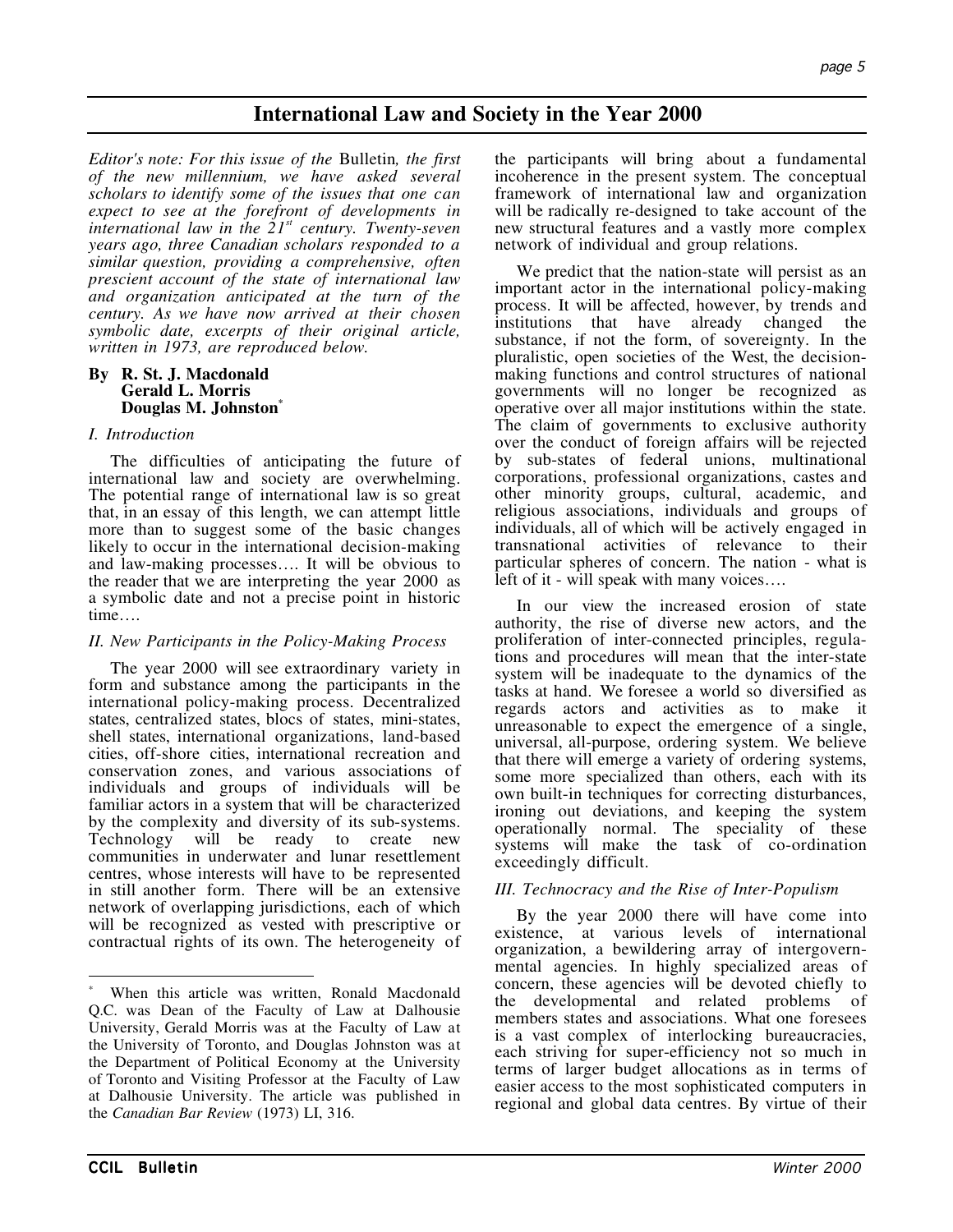# International Law and Society in the Year 2000

*Editor's note: For this issue of the* Bulletin*, the first of the new millennium, we have asked several scholars to identify some of the issues that one can expect to see at the forefront of developments in international law in the 21st century. Twenty-seven years ago, three Canadian scholars responded to a similar question, providing a comprehensive, often prescient account of the state of international law and organization anticipated at the turn of the century. As we have now arrived at their chosen symbolic date, excerpts of their original article, written in 1973, are reproduced below.*

**By R. St. J. Macdonald**
**Gerald L. Morris**
**Douglas M. Johnston**[*]

*I. Introduction*

The difficulties of anticipating the future of international law and society are overwhelming. The potential range of international law is so great that, in an essay of this length, we can attempt little more than to suggest some of the basic changes likely to occur in the international decision-making and law-making processes…. It will be obvious to the reader that we are interpreting the year 2000 as a symbolic date and not a precise point in historic time….

*II. New Participants in the Policy-Making Process*

The year 2000 will see extraordinary variety in form and substance among the participants in the international policy-making process. Decentralized states, centralized states, blocs of states, mini-states, shell states, international organizations, land-based cities, off-shore cities, international recreation and conservation zones, and various associations of individuals and groups of individuals will be familiar actors in a system that will be characterized by the complexity and diversity of its sub-systems. Technology will be ready to create new communities in underwater and lunar resettlement centres, whose interests will have to be represented in still another form. There will be an extensive network of overlapping jurisdictions, each of which will be recognized as vested with prescriptive or contractual rights of its own. The heterogeneity of the participants will bring about a fundamental incoherence in the present system. The conceptual framework of international law and organization will be radically re-designed to take account of the new structural features and a vastly more complex network of individual and group relations.

We predict that the nation-state will persist as an important actor in the international policy-making process. It will be affected, however, by trends and institutions that have already changed the substance, if not the form, of sovereignty. In the pluralistic, open societies of the West, the decision-making functions and control structures of national governments will no longer be recognized as operative over all major institutions within the state. The claim of governments to exclusive authority over the conduct of foreign affairs will be rejected by sub-states of federal unions, multinational corporations, professional organizations, castes and other minority groups, cultural, academic, and religious associations, individuals and groups of individuals, all of which will be actively engaged in transnational activities of relevance to their particular spheres of concern. The nation - what is left of it - will speak with many voices….

In our view the increased erosion of state authority, the rise of diverse new actors, and the proliferation of inter-connected principles, regulations and procedures will mean that the inter-state system will be inadequate to the dynamics of the tasks at hand. We foresee a world so diversified as regards actors and activities as to make it unreasonable to expect the emergence of a single, universal, all-purpose, ordering system. We believe that there will emerge a variety of ordering systems, some more specialized than others, each with its own built-in techniques for correcting disturbances, ironing out deviations, and keeping the system operationally normal. The speciality of these systems will make the task of co-ordination exceedingly difficult.

*III. Technocracy and the Rise of Inter-Populism*

By the year 2000 there will have come into existence, at various levels of international organization, a bewildering array of intergovernmental agencies. In highly specialized areas of concern, these agencies will be devoted chiefly to the developmental and related problems of members states and associations. What one foresees is a vast complex of interlocking bureaucracies, each striving for super-efficiency not so much in terms of larger budget allocations as in terms of easier access to the most sophisticated computers in regional and global data centres. By virtue of their

---

[*] When this article was written, Ronald Macdonald Q.C. was Dean of the Faculty of Law at Dalhousie University, Gerald Morris was at the Faculty of Law at the University of Toronto, and Douglas Johnston was at the Department of Political Economy at the University of Toronto and Visiting Professor at the Faculty of Law at Dalhousie University. The article was published in the *Canadian Bar Review* (1973) LI, 316.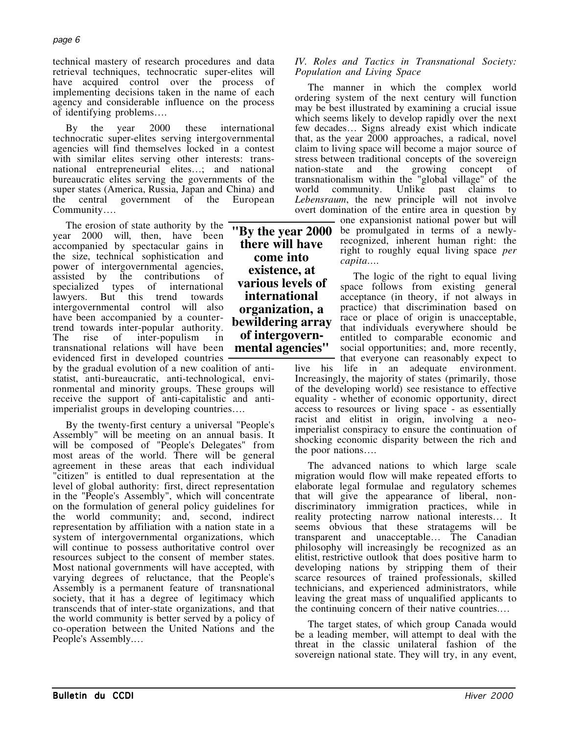technical mastery of research procedures and data retrieval techniques, technocratic super-elites will have acquired control over the process of implementing decisions taken in the name of each agency and considerable influence on the process of identifying problems….

By the year 2000 these international technocratic super-elites serving intergovernmental agencies will find themselves locked in a contest with similar elites serving other interests: transnational entrepreneurial elites…; and national bureaucratic elites serving the governments of the super states (America, Russia, Japan and China) and the central government of the European Community….

The erosion of state authority by the year 2000 will, then, have been accompanied by spectacular gains in the size, technical sophistication and power of intergovernmental agencies, assisted by the contributions of specialized types of international lawyers. But this trend towards intergovernmental control will also have been accompanied by a counter-trend towards inter-popular authority. The rise of inter-populism in transnational relations will have been evidenced first in developed countries by the gradual evolution of a new coalition of anti-statist, anti-bureaucratic, anti-technological, environmental and minority groups. These groups will receive the support of anti-capitalistic and anti-imperialist groups in developing countries….

**"By the year 2000 there will have come into existence, at various levels of international organization, a bewildering array of intergovernmental agencies"**

By the twenty-first century a universal "People's Assembly" will be meeting on an annual basis. It will be composed of "People's Delegates" from most areas of the world. There will be general agreement in these areas that each individual "citizen" is entitled to dual representation at the level of global authority: first, direct representation in the "People's Assembly", which will concentrate on the formulation of general policy guidelines for the world community; and, second, indirect representation by affiliation with a nation state in a system of intergovernmental organizations, which will continue to possess authoritative control over resources subject to the consent of member states. Most national governments will have accepted, with varying degrees of reluctance, that the People's Assembly is a permanent feature of transnational society, that it has a degree of legitimacy which transcends that of inter-state organizations, and that the world community is better served by a policy of co-operation between the United Nations and the People's Assembly.…

*IV. Roles and Tactics in Transnational Society: Population and Living Space*

The manner in which the complex world ordering system of the next century will function may be best illustrated by examining a crucial issue which seems likely to develop rapidly over the next few decades… Signs already exist which indicate that, as the year 2000 approaches, a radical, novel claim to living space will become a major source of stress between traditional concepts of the sovereign nation-state and the growing concept of transnationalism within the "global village" of the world community. Unlike past claims to *Lebensraum*, the new principle will not involve overt domination of the entire area in question by one expansionist national power but will be promulgated in terms of a newly-recognized, inherent human right: the right to roughly equal living space *per capita*….

The logic of the right to equal living space follows from existing general acceptance (in theory, if not always in practice) that discrimination based on race or place of origin is unacceptable, that individuals everywhere should be entitled to comparable economic and social opportunities; and, more recently, that everyone can reasonably expect to live his life in an adequate environment. Increasingly, the majority of states (primarily, those of the developing world) see resistance to effective equality - whether of economic opportunity, direct access to resources or living space - as essentially racist and elitist in origin, involving a neo-imperialist conspiracy to ensure the continuation of shocking economic disparity between the rich and the poor nations….

The advanced nations to which large scale migration would flow will make repeated efforts to elaborate legal formulae and regulatory schemes that will give the appearance of liberal, non-discriminatory immigration practices, while in reality protecting narrow national interests… It seems obvious that these stratagems will be transparent and unacceptable… The Canadian philosophy will increasingly be recognized as an elitist, restrictive outlook that does positive harm to developing nations by stripping them of their scarce resources of trained professionals, skilled technicians, and experienced administrators, while leaving the great mass of unqualified applicants to the continuing concern of their native countries.…

The target states, of which group Canada would be a leading member, will attempt to deal with the threat in the classic unilateral fashion of the sovereign national state. They will try, in any event,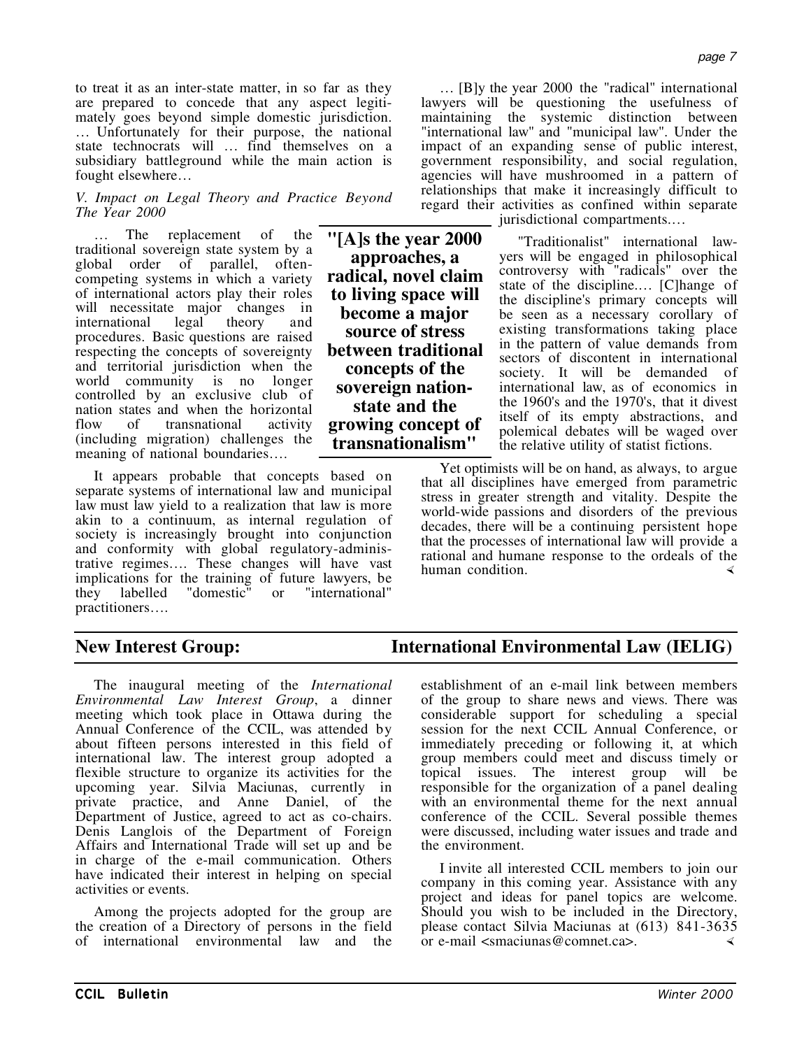to treat it as an inter-state matter, in so far as they are prepared to concede that any aspect legitimately goes beyond simple domestic jurisdiction. … Unfortunately for their purpose, the national state technocrats will … find themselves on a subsidiary battleground while the main action is fought elsewhere…

*V. Impact on Legal Theory and Practice Beyond The Year 2000*

… The replacement of the traditional sovereign state system by a global order of parallel, often-competing systems in which a variety of international actors play their roles will necessitate major changes in international legal theory and procedures. Basic questions are raised respecting the concepts of sovereignty and territorial jurisdiction when the world community is no longer controlled by an exclusive club of nation states and when the horizontal flow of transnational activity (including migration) challenges the meaning of national boundaries….

**"[A]s the year 2000 approaches, a radical, novel claim to living space will become a major source of stress between traditional concepts of the sovereign nation-state and the growing concept of transnationalism"**

It appears probable that concepts based on separate systems of international law and municipal law must law yield to a realization that law is more akin to a continuum, as internal regulation of society is increasingly brought into conjunction and conformity with global regulatory-administrative regimes…. These changes will have vast implications for the training of future lawyers, be they labelled "domestic" or "international" practitioners….

… [B]y the year 2000 the "radical" international lawyers will be questioning the usefulness of maintaining the systemic distinction between "international law" and "municipal law". Under the impact of an expanding sense of public interest, government responsibility, and social regulation, agencies will have mushroomed in a pattern of relationships that make it increasingly difficult to regard their activities as confined within separate jurisdictional compartments.…

"Traditionalist" international lawyers will be engaged in philosophical controversy with "radicals" over the state of the discipline.… [C]hange of the discipline's primary concepts will be seen as a necessary corollary of existing transformations taking place in the pattern of value demands from sectors of discontent in international society. It will be demanded of international law, as of economics in the 1960's and the 1970's, that it divest itself of its empty abstractions, and polemical debates will be waged over the relative utility of statist fictions.

Yet optimists will be on hand, as always, to argue that all disciplines have emerged from parametric stress in greater strength and vitality. Despite the world-wide passions and disorders of the previous decades, there will be a continuing persistent hope that the processes of international law will provide a rational and humane response to the ordeals of the human condition.

## New Interest Group: International Environmental Law (IELIG)

The inaugural meeting of the *International Environmental Law Interest Group*, a dinner meeting which took place in Ottawa during the Annual Conference of the CCIL, was attended by about fifteen persons interested in this field of international law. The interest group adopted a flexible structure to organize its activities for the upcoming year. Silvia Maciunas, currently in private practice, and Anne Daniel, of the Department of Justice, agreed to act as co-chairs. Denis Langlois of the Department of Foreign Affairs and International Trade will set up and be in charge of the e-mail communication. Others have indicated their interest in helping on special activities or events.

Among the projects adopted for the group are the creation of a Directory of persons in the field of international environmental law and the establishment of an e-mail link between members of the group to share news and views. There was considerable support for scheduling a special session for the next CCIL Annual Conference, or immediately preceding or following it, at which group members could meet and discuss timely or topical issues. The interest group will be responsible for the organization of a panel dealing with an environmental theme for the next annual conference of the CCIL. Several possible themes were discussed, including water issues and trade and the environment.

I invite all interested CCIL members to join our company in this coming year. Assistance with any project and ideas for panel topics are welcome. Should you wish to be included in the Directory, please contact Silvia Maciunas at (613) 841-3635 or e-mail <smaciunas@comnet.ca>.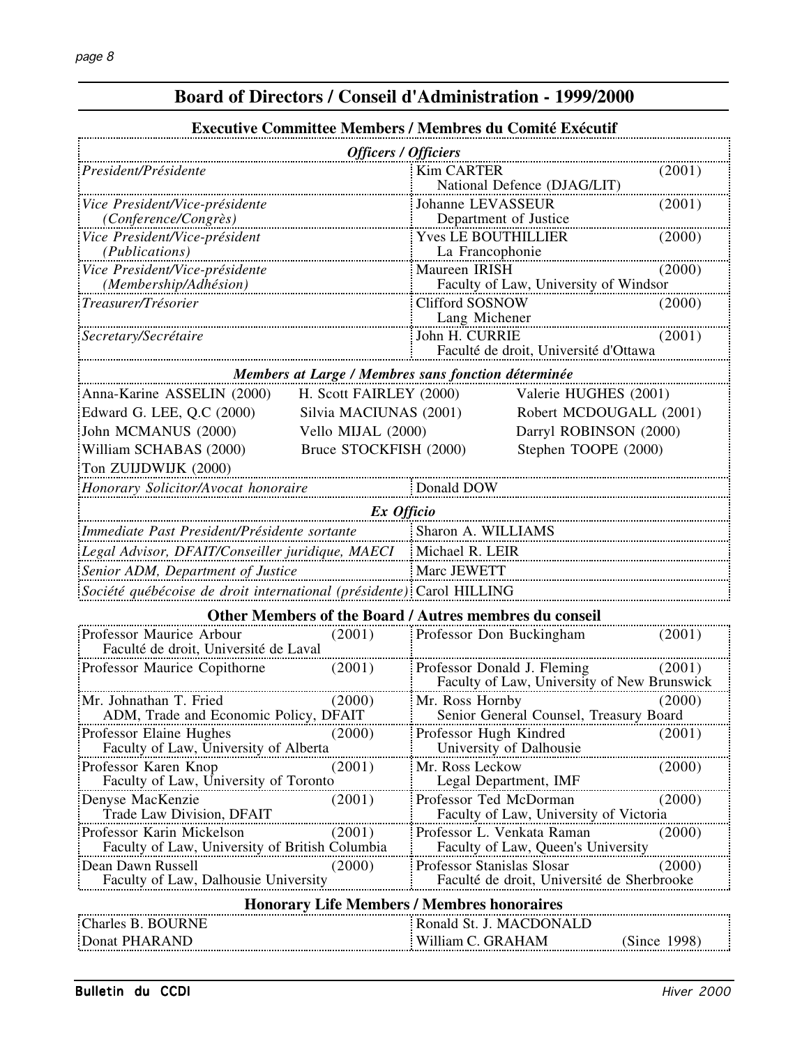## Board of Directors / Conseil d'Administration - 1999/2000

### Executive Committee Members / Membres du Comité Exécutif

| *Officers / Officiers* | | |
|---|---|---|
| *President/Présidente* | Kim CARTER<br>National Defence (DJAG/LIT) | (2001) |
| *Vice President/Vice-présidente (Conference/Congrès)* | Johanne LEVASSEUR<br>Department of Justice | (2001) |
| *Vice President/Vice-président (Publications)* | Yves LE BOUTHILLIER<br>La Francophonie | (2000) |
| *Vice President/Vice-présidente (Membership/Adhésion)* | Maureen IRISH<br>Faculty of Law, University of Windsor | (2000) |
| *Treasurer/Trésorier* | Clifford SOSNOW<br>Lang Michener | (2000) |
| *Secretary/Secrétaire* | John H. CURRIE<br>Faculté de droit, Université d'Ottawa | (2001) |

***Members at Large / Membres sans fonction déterminée***

| | | |
|---|---|---|
| Anna-Karine ASSELIN (2000) | H. Scott FAIRLEY (2000) | Valerie HUGHES (2001) |
| Edward G. LEE, Q.C (2000) | Silvia MACIUNAS (2001) | Robert MCDOUGALL (2001) |
| John MCMANUS (2000) | Vello MIJAL (2000) | Darryl ROBINSON (2000) |
| William SCHABAS (2000) | Bruce STOCKFISH (2000) | Stephen TOOPE (2000) |
| Ton ZUIJDWIJK (2000) | | |

| | |
|---|---|
| *Honorary Solicitor/Avocat honoraire* | Donald DOW |

***Ex Officio***

| | |
|---|---|
| *Immediate Past President/Présidente sortante* | Sharon A. WILLIAMS |
| *Legal Advisor, DFAIT/Conseiller juridique, MAECI* | Michael R. LEIR |
| *Senior ADM, Department of Justice* | Marc JEWETT |
| *Société québécoise de droit international (présidente)* | Carol HILLING |

### Other Members of the Board / Autres membres du conseil

| | | | |
|---|---|---|---|
| Professor Maurice Arbour<br>Faculté de droit, Université de Laval | (2001) | Professor Don Buckingham | (2001) |
| Professor Maurice Copithorne | (2001) | Professor Donald J. Fleming<br>Faculty of Law, University of New Brunswick | (2001) |
| Mr. Johnathan T. Fried<br>ADM, Trade and Economic Policy, DFAIT | (2000) | Mr. Ross Hornby<br>Senior General Counsel, Treasury Board | (2000) |
| Professor Elaine Hughes<br>Faculty of Law, University of Alberta | (2000) | Professor Hugh Kindred<br>University of Dalhousie | (2001) |
| Professor Karen Knop<br>Faculty of Law, University of Toronto | (2001) | Mr. Ross Leckow<br>Legal Department, IMF | (2000) |
| Denyse MacKenzie<br>Trade Law Division, DFAIT | (2001) | Professor Ted McDorman<br>Faculty of Law, University of Victoria | (2000) |
| Professor Karin Mickelson<br>Faculty of Law, University of British Columbia | (2001) | Professor L. Venkata Raman<br>Faculty of Law, Queen's University | (2000) |
| Dean Dawn Russell<br>Faculty of Law, Dalhousie University | (2000) | Professor Stanislas Slosar<br>Faculté de droit, Université de Sherbrooke | (2000) |

### Honorary Life Members / Membres honoraires

| | |
|---|---|
| Charles B. BOURNE | Ronald St. J. MACDONALD |
| Donat PHARAND | William C. GRAHAM (Since 1998) |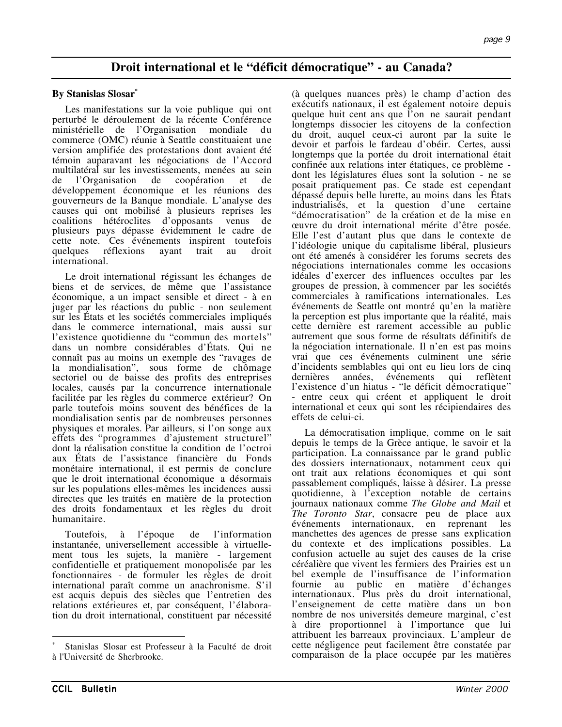## Droit international et le “déficit démocratique” - au Canada?

**By Stanislas Slosar**[*]

Les manifestations sur la voie publique qui ont perturbé le déroulement de la récente Conférence ministérielle de l’Organisation mondiale du commerce (OMC) réunie à Seattle constituaient une version amplifiée des protestations dont avaient été témoin auparavant les négociations de l’Accord multilatéral sur les investissements, menées au sein de l’Organisation de coopération et de développement économique et les réunions des gouverneurs de la Banque mondiale. L’analyse des causes qui ont mobilisé à plusieurs reprises les coalitions hétéroclites d’opposants venus de plusieurs pays dépasse évidemment le cadre de cette note. Ces événements inspirent toutefois quelques réflexions ayant trait au droit international.

Le droit international régissant les échanges de biens et de services, de même que l’assistance économique, a un impact sensible et direct - à en juger par les réactions du public - non seulement sur les États et les sociétés commerciales impliqués dans le commerce international, mais aussi sur l’existence quotidienne du “commun des mortels” dans un nombre considérables d’États. Qui ne connaît pas au moins un exemple des “ravages de la mondialisation”, sous forme de chômage sectoriel ou de baisse des profits des entreprises locales, causés par la concurrence internationale facilitée par les règles du commerce extérieur? On parle toutefois moins souvent des bénéfices de la mondialisation sentis par de nombreuses personnes physiques et morales. Par ailleurs, si l’on songe aux effets des “programmes d’ajustement structurel” dont la réalisation constitue la condition de l’octroi aux États de l’assistance financière du Fonds monétaire international, il est permis de conclure que le droit international économique a désormais sur les populations elles-mêmes les incidences aussi directes que les traités en matière de la protection des droits fondamentaux et les règles du droit humanitaire.

Toutefois, à l’époque de l’information instantanée, universellement accessible à virtuellement tous les sujets, la manière - largement confidentielle et pratiquement monopolisée par les fonctionnaires - de formuler les règles de droit international paraît comme un anachronisme. S’il est acquis depuis des siècles que l’entretien des relations extérieures et, par conséquent, l’élaboration du droit international, constituent par nécessité (à quelques nuances près) le champ d’action des exécutifs nationaux, il est également notoire depuis quelque huit cent ans que l’on ne saurait pendant longtemps dissocier les citoyens de la confection du droit, auquel ceux-ci auront par la suite le devoir et parfois le fardeau d’obéir. Certes, aussi longtemps que la portée du droit international était confinée aux relations inter étatiques, ce problème - dont les législatures élues sont la solution - ne se posait pratiquement pas. Ce stade est cependant dépassé depuis belle lurette, au moins dans les États industrialisés, et la question d’une certaine “démocratisation” de la création et de la mise en œuvre du droit international mérite d’être posée. Elle l’est d’autant plus que dans le contexte de l’idéologie unique du capitalisme libéral, plusieurs ont été amenés à considérer les forums secrets des négociations internationales comme les occasions idéales d’exercer des influences occultes par les groupes de pression, à commencer par les sociétés commerciales à ramifications internationales. Les événements de Seattle ont montré qu’en la matière la perception est plus importante que la réalité, mais cette dernière est rarement accessible au public autrement que sous forme de résultats définitifs de la négociation internationale. Il n’en est pas moins vrai que ces événements culminent une série d’incidents semblables qui ont eu lieu lors de cinq dernières années, événements qui reflètent l’existence d’un hiatus - “le déficit démocratique” - entre ceux qui créent et appliquent le droit international et ceux qui sont les récipiendaires des effets de celui-ci.

La démocratisation implique, comme on le sait depuis le temps de la Grèce antique, le savoir et la participation. La connaissance par le grand public des dossiers internationaux, notamment ceux qui ont trait aux relations économiques et qui sont passablement compliqués, laisse à désirer. La presse quotidienne, à l’exception notable de certains journaux nationaux comme *The Globe and Mail* et *The Toronto Star*, consacre peu de place aux événements internationaux, en reprenant les manchettes des agences de presse sans explication du contexte et des implications possibles. La confusion actuelle au sujet des causes de la crise céréalière que vivent les fermiers des Prairies est un bel exemple de l’insuffisance de l’information fournie au public en matière d’échanges internationaux. Plus près du droit international, l’enseignement de cette matière dans un bon nombre de nos universités demeure marginal, c’est à dire proportionnel à l’importance que lui attribuent les barreaux provinciaux. L’ampleur de cette négligence peut facilement être constatée par comparaison de la place occupée par les matières

---

[*] Stanislas Slosar est Professeur à la Faculté de droit à l'Université de Sherbrooke.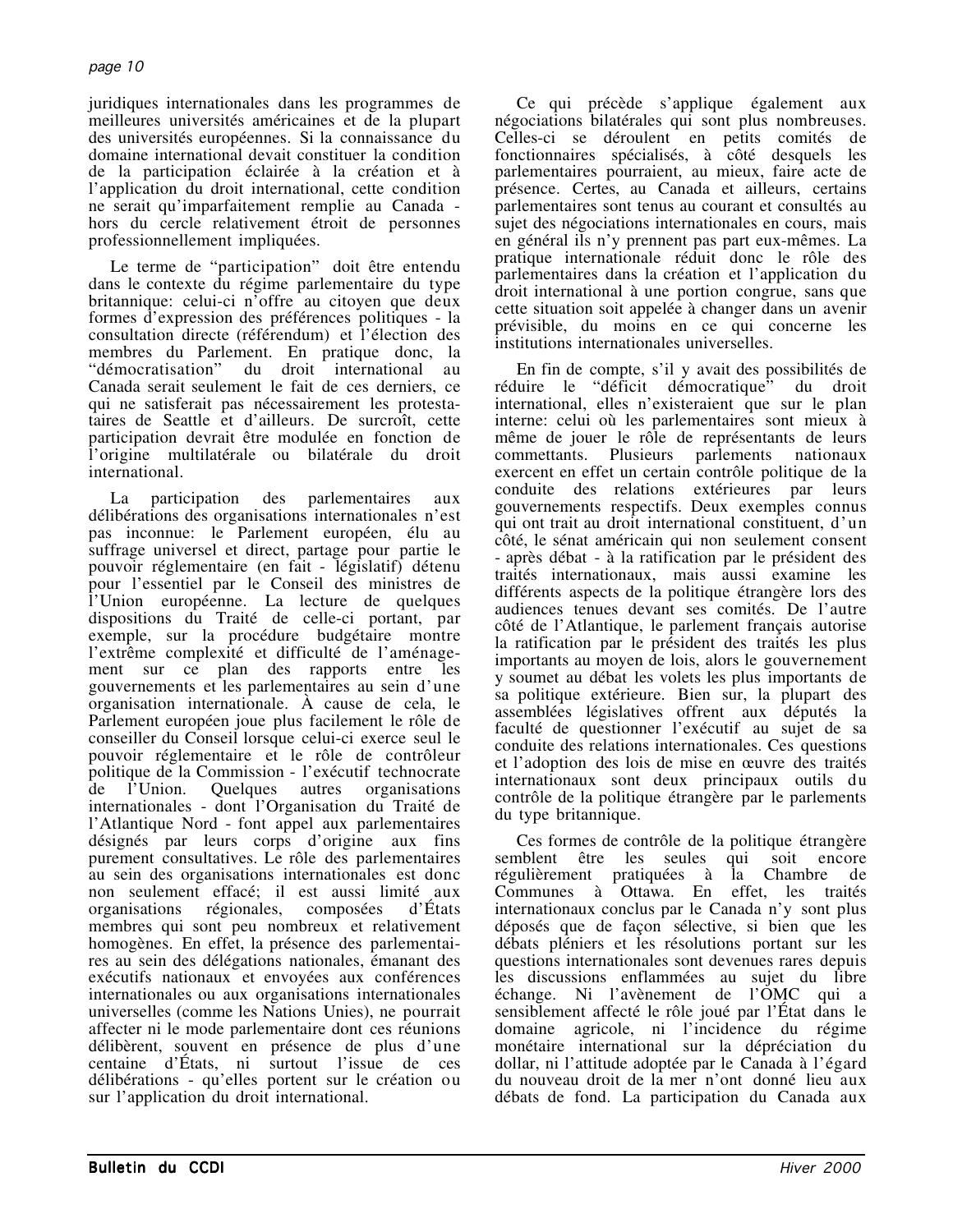juridiques internationales dans les programmes de meilleures universités américaines et de la plupart des universités européennes. Si la connaissance du domaine international devait constituer la condition de la participation éclairée à la création et à l'application du droit international, cette condition ne serait qu'imparfaitement remplie au Canada - hors du cercle relativement étroit de personnes professionnellement impliquées.

Le terme de "participation" doit être entendu dans le contexte du régime parlementaire du type britannique: celui-ci n'offre au citoyen que deux formes d'expression des préférences politiques - la consultation directe (référendum) et l'élection des membres du Parlement. En pratique donc, la "démocratisation" du droit international au Canada serait seulement le fait de ces derniers, ce qui ne satisferait pas nécessairement les protestataires de Seattle et d'ailleurs. De surcroît, cette participation devrait être modulée en fonction de l'origine multilatérale ou bilatérale du droit international.

La participation des parlementaires aux délibérations des organisations internationales n'est pas inconnue: le Parlement européen, élu au suffrage universel et direct, partage pour partie le pouvoir réglementaire (en fait - législatif) détenu pour l'essentiel par le Conseil des ministres de l'Union européenne. La lecture de quelques dispositions du Traité de celle-ci portant, par exemple, sur la procédure budgétaire montre l'extrême complexité et difficulté de l'aménagement sur ce plan des rapports entre les gouvernements et les parlementaires au sein d'une organisation internationale. À cause de cela, le Parlement européen joue plus facilement le rôle de conseiller du Conseil lorsque celui-ci exerce seul le pouvoir réglementaire et le rôle de contrôleur politique de la Commission - l'exécutif technocrate de l'Union. Quelques autres organisations internationales - dont l'Organisation du Traité de l'Atlantique Nord - font appel aux parlementaires désignés par leurs corps d'origine aux fins purement consultatives. Le rôle des parlementaires au sein des organisations internationales est donc non seulement effacé; il est aussi limité aux organisations régionales, composées d'États membres qui sont peu nombreux et relativement homogènes. En effet, la présence des parlementaires au sein des délégations nationales, émanant des exécutifs nationaux et envoyées aux conférences internationales ou aux organisations internationales universelles (comme les Nations Unies), ne pourrait affecter ni le mode parlementaire dont ces réunions délibèrent, souvent en présence de plus d'une centaine d'États, ni surtout l'issue de ces délibérations - qu'elles portent sur le création ou sur l'application du droit international.

Ce qui précède s'applique également aux négociations bilatérales qui sont plus nombreuses. Celles-ci se déroulent en petits comités de fonctionnaires spécialisés, à côté desquels les parlementaires pourraient, au mieux, faire acte de présence. Certes, au Canada et ailleurs, certains parlementaires sont tenus au courant et consultés au sujet des négociations internationales en cours, mais en général ils n'y prennent pas part eux-mêmes. La pratique internationale réduit donc le rôle des parlementaires dans la création et l'application du droit international à une portion congrue, sans que cette situation soit appelée à changer dans un avenir prévisible, du moins en ce qui concerne les institutions internationales universelles.

En fin de compte, s'il y avait des possibilités de réduire le "déficit démocratique" du droit international, elles n'existeraient que sur le plan interne: celui où les parlementaires sont mieux à même de jouer le rôle de représentants de leurs commettants. Plusieurs parlements nationaux exercent en effet un certain contrôle politique de la conduite des relations extérieures par leurs gouvernements respectifs. Deux exemples connus qui ont trait au droit international constituent, d'un côté, le sénat américain qui non seulement consent - après débat - à la ratification par le président des traités internationaux, mais aussi examine les différents aspects de la politique étrangère lors des audiences tenues devant ses comités. De l'autre côté de l'Atlantique, le parlement français autorise la ratification par le président des traités les plus importants au moyen de lois, alors le gouvernement y soumet au débat les volets les plus importants de sa politique extérieure. Bien sur, la plupart des assemblées législatives offrent aux députés la faculté de questionner l'exécutif au sujet de sa conduite des relations internationales. Ces questions et l'adoption des lois de mise en œuvre des traités internationaux sont deux principaux outils du contrôle de la politique étrangère par le parlements du type britannique.

Ces formes de contrôle de la politique étrangère semblent être les seules qui soit encore régulièrement pratiquées à la Chambre de Communes à Ottawa. En effet, les traités internationaux conclus par le Canada n'y sont plus déposés que de façon sélective, si bien que les débats pléniers et les résolutions portant sur les questions internationales sont devenues rares depuis les discussions enflammées au sujet du libre échange. Ni l'avènement de l'OMC qui a sensiblement affecté le rôle joué par l'État dans le domaine agricole, ni l'incidence du régime monétaire international sur la dépréciation du dollar, ni l'attitude adoptée par le Canada à l'égard du nouveau droit de la mer n'ont donné lieu aux débats de fond. La participation du Canada aux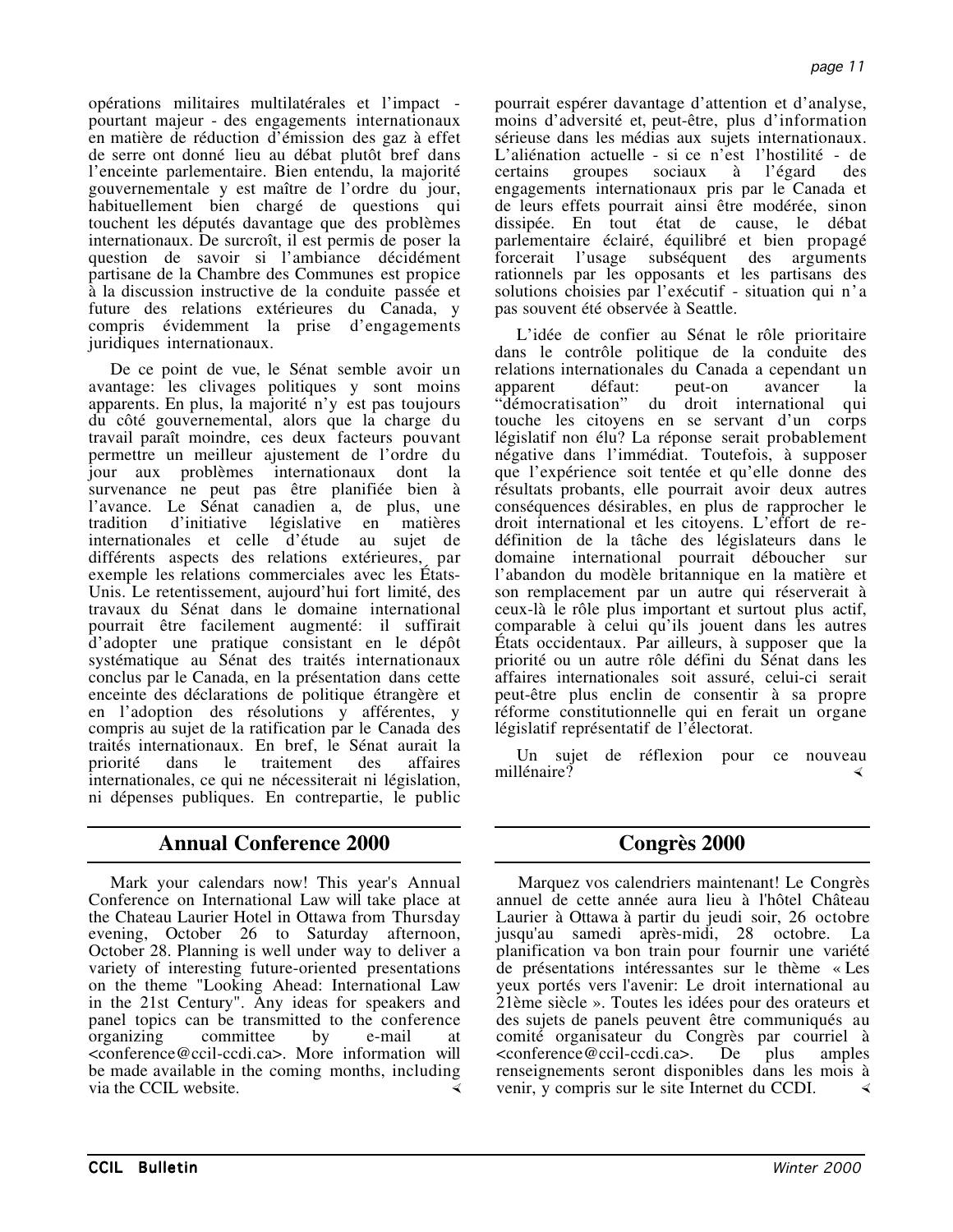opérations militaires multilatérales et l'impact - pourtant majeur - des engagements internationaux en matière de réduction d'émission des gaz à effet de serre ont donné lieu au débat plutôt bref dans l'enceinte parlementaire. Bien entendu, la majorité gouvernementale y est maître de l'ordre du jour, habituellement bien chargé de questions qui touchent les députés davantage que des problèmes internationaux. De surcroît, il est permis de poser la question de savoir si l'ambiance décidément partisane de la Chambre des Communes est propice à la discussion instructive de la conduite passée et future des relations extérieures du Canada, y compris évidemment la prise d'engagements juridiques internationaux.

De ce point de vue, le Sénat semble avoir un avantage: les clivages politiques y sont moins apparents. En plus, la majorité n'y est pas toujours du côté gouvernemental, alors que la charge du travail paraît moindre, ces deux facteurs pouvant permettre un meilleur ajustement de l'ordre du jour aux problèmes internationaux dont la survenance ne peut pas être planifiée bien à l'avance. Le Sénat canadien a, de plus, une tradition d'initiative législative en matières internationales et celle d'étude au sujet de différents aspects des relations extérieures, par exemple les relations commerciales avec les États-Unis. Le retentissement, aujourd'hui fort limité, des travaux du Sénat dans le domaine international pourrait être facilement augmenté: il suffirait d'adopter une pratique consistant en le dépôt systématique au Sénat des traités internationaux conclus par le Canada, en la présentation dans cette enceinte des déclarations de politique étrangère et en l'adoption des résolutions y afférentes, y compris au sujet de la ratification par le Canada des traités internationaux. En bref, le Sénat aurait la priorité dans le traitement des affaires internationales, ce qui ne nécessiterait ni législation, ni dépenses publiques. En contrepartie, le public pourrait espérer davantage d'attention et d'analyse, moins d'adversité et, peut-être, plus d'information sérieuse dans les médias aux sujets internationaux. L'aliénation actuelle - si ce n'est l'hostilité - de certains groupes sociaux à l'égard des engagements internationaux pris par le Canada et de leurs effets pourrait ainsi être modérée, sinon dissipée. En tout état de cause, le débat parlementaire éclairé, équilibré et bien propagé forcerait l'usage subséquent des arguments rationnels par les opposants et les partisans des solutions choisies par l'exécutif - situation qui n'a pas souvent été observée à Seattle.

L'idée de confier au Sénat le rôle prioritaire dans le contrôle politique de la conduite des relations internationales du Canada a cependant un apparent défaut: peut-on avancer la "démocratisation" du droit international qui touche les citoyens en se servant d'un corps législatif non élu? La réponse serait probablement négative dans l'immédiat. Toutefois, à supposer que l'expérience soit tentée et qu'elle donne des résultats probants, elle pourrait avoir deux autres conséquences désirables, en plus de rapprocher le droit international et les citoyens. L'effort de re-définition de la tâche des législateurs dans le domaine international pourrait déboucher sur l'abandon du modèle britannique en la matière et son remplacement par un autre qui réserverait à ceux-là le rôle plus important et surtout plus actif, comparable à celui qu'ils jouent dans les autres États occidentaux. Par ailleurs, à supposer que la priorité ou un autre rôle défini du Sénat dans les affaires internationales soit assuré, celui-ci serait peut-être plus enclin de consentir à sa propre réforme constitutionnelle qui en ferait un organe législatif représentatif de l'électorat.

Un sujet de réflexion pour ce nouveau millénaire?

## Annual Conference 2000

Mark your calendars now! This year's Annual Conference on International Law will take place at the Chateau Laurier Hotel in Ottawa from Thursday evening, October 26 to Saturday afternoon, October 28. Planning is well under way to deliver a variety of interesting future-oriented presentations on the theme "Looking Ahead: International Law in the 21st Century". Any ideas for speakers and panel topics can be transmitted to the conference organizing committee by e-mail at <conference@ccil-ccdi.ca>. More information will be made available in the coming months, including via the CCIL website.

## Congrès 2000

Marquez vos calendriers maintenant! Le Congrès annuel de cette année aura lieu à l'hôtel Château Laurier à Ottawa à partir du jeudi soir, 26 octobre jusqu'au samedi après-midi, 28 octobre. La planification va bon train pour fournir une variété de présentations intéressantes sur le thème « Les yeux portés vers l'avenir: Le droit international au 21ème siècle ». Toutes les idées pour des orateurs et des sujets de panels peuvent être communiqués au comité organisateur du Congrès par courriel à <conference@ccil-ccdi.ca>. De plus amples renseignements seront disponibles dans les mois à venir, y compris sur le site Internet du CCDI.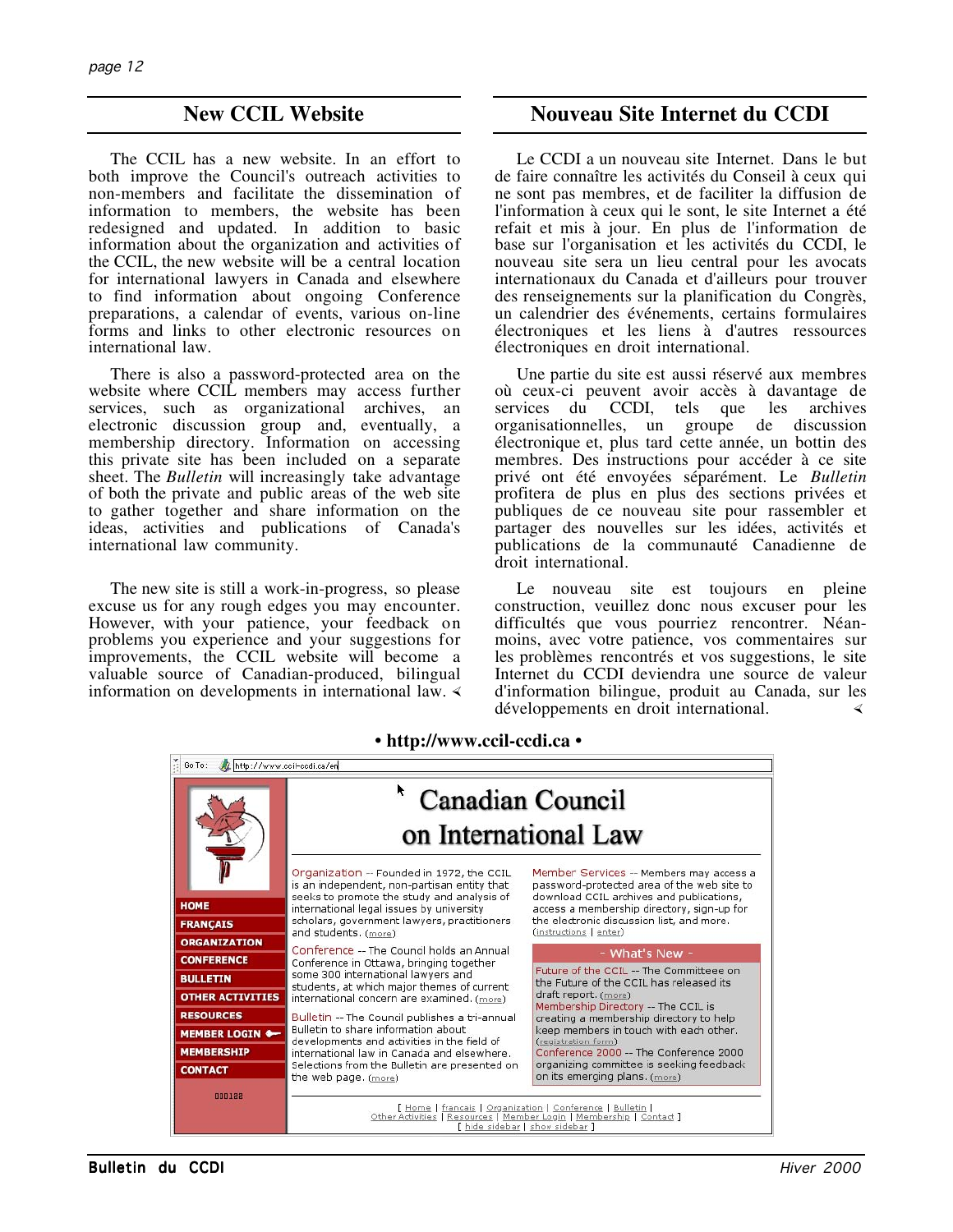## New CCIL Website

The CCIL has a new website. In an effort to both improve the Council's outreach activities to non-members and facilitate the dissemination of information to members, the website has been redesigned and updated. In addition to basic information about the organization and activities of the CCIL, the new website will be a central location for international lawyers in Canada and elsewhere to find information about ongoing Conference preparations, a calendar of events, various on-line forms and links to other electronic resources on international law.

There is also a password-protected area on the website where CCIL members may access further services, such as organizational archives, an electronic discussion group and, eventually, a membership directory. Information on accessing this private site has been included on a separate sheet. The *Bulletin* will increasingly take advantage of both the private and public areas of the web site to gather together and share information on the ideas, activities and publications of Canada's international law community.

The new site is still a work-in-progress, so please excuse us for any rough edges you may encounter. However, with your patience, your feedback on problems you experience and your suggestions for improvements, the CCIL website will become a valuable source of Canadian-produced, bilingual information on developments in international law.

## Nouveau Site Internet du CCDI

Le CCDI a un nouveau site Internet. Dans le but de faire connaître les activités du Conseil à ceux qui ne sont pas membres, et de faciliter la diffusion de l'information à ceux qui le sont, le site Internet a été refait et mis à jour. En plus de l'information de base sur l'organisation et les activités du CCDI, le nouveau site sera un lieu central pour les avocats internationaux du Canada et d'ailleurs pour trouver des renseignements sur la planification du Congrès, un calendrier des événements, certains formulaires électroniques et les liens à d'autres ressources électroniques en droit international.

Une partie du site est aussi réservé aux membres où ceux-ci peuvent avoir accès à davantage de services du CCDI, tels que les archives organisationnelles, un groupe de discussion électronique et, plus tard cette année, un bottin des membres. Des instructions pour accéder à ce site privé ont été envoyées séparément. Le *Bulletin* profitera de plus en plus des sections privées et publiques de ce nouveau site pour rassembler et partager des nouvelles sur les idées, activités et publications de la communauté Canadienne de droit international.

Le nouveau site est toujours en pleine construction, veuillez donc nous excuser pour les difficultés que vous pourriez rencontrer. Néanmoins, avec votre patience, vos commentaires sur les problèmes rencontrés et vos suggestions, le site Internet du CCDI deviendra une source de valeur d'information bilingue, produit au Canada, sur les développements en droit international.

**• http://www.ccil-ccdi.ca •**

Go To: http://www.ccil-ccdi.ca/en

# Canadian Council on International Law

HOME
FRANÇAIS
ORGANIZATION
CONFERENCE
BULLETIN
OTHER ACTIVITIES
RESOURCES
MEMBER LOGIN
MEMBERSHIP
CONTACT

000182

Organization -- Founded in 1972, the CCIL is an independent, non-partisan entity that seeks to promote the study and analysis of international legal issues by university scholars, government lawyers, practitioners and students. (more)

Conference -- The Council holds an Annual Conference in Ottawa, bringing together some 300 international lawyers and students, at which major themes of current international concern are examined. (more)

Bulletin -- The Council publishes a tri-annual Bulletin to share information about developments and activities in the field of international law in Canada and elsewhere. Selections from the Bulletin are presented on the web page. (more)

Member Services -- Members may access a password-protected area of the web site to download CCIL archives and publications, access a membership directory, sign-up for the electronic discussion list, and more. (instructions | enter)

- What's New -

Future of the CCIL -- The Committeee on the Future of the CCIL has released its draft report. (more)

Membership Directory -- The CCIL is creating a membership directory to help keep members in touch with each other. (registration form)

Conference 2000 -- The Conference 2000 organizing committee is seeking feedback on its emerging plans. (more)

[ Home | francais | Organization | Conference | Bulletin | Other Activities | Resources | Member Login | Membership | Contact ]
[ hide sidebar | show sidebar ]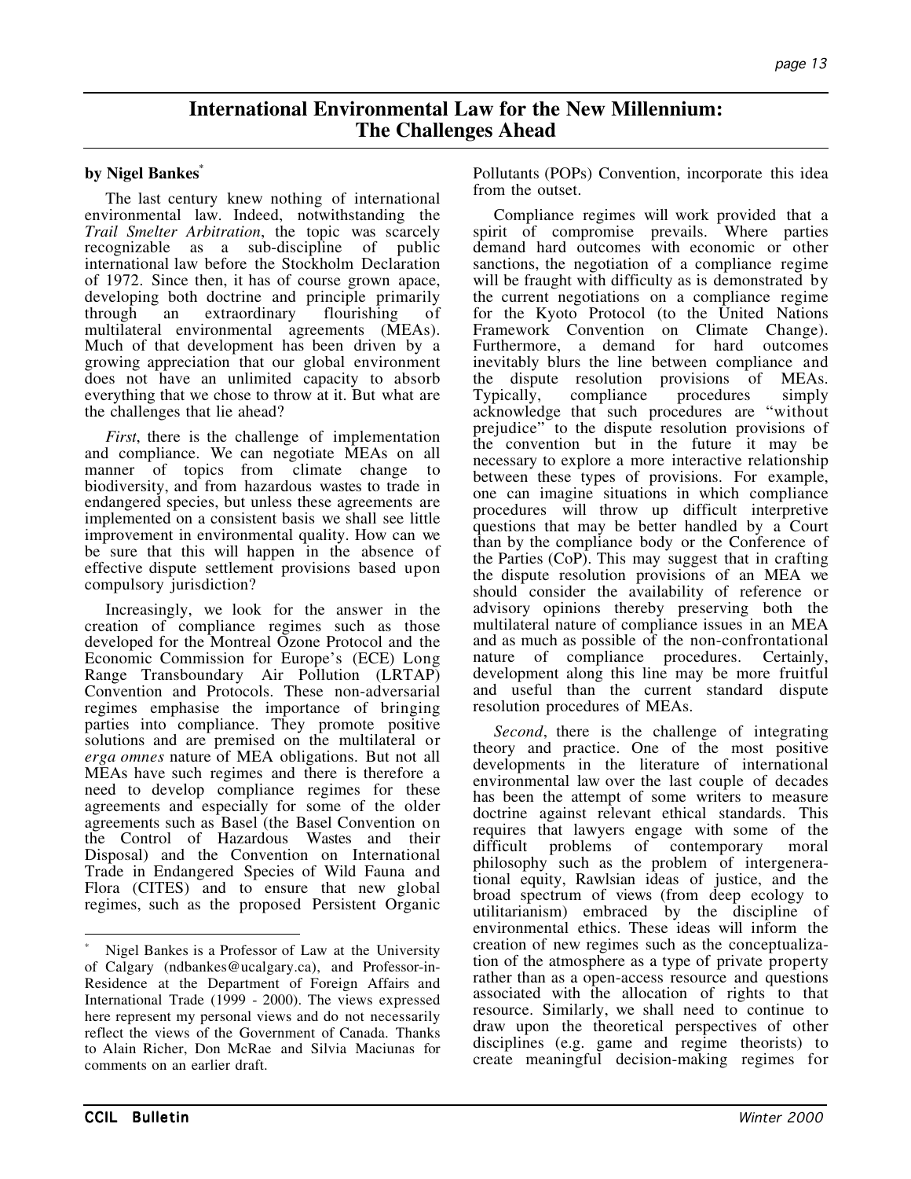# International Environmental Law for the New Millennium: The Challenges Ahead

**by Nigel Bankes***

The last century knew nothing of international environmental law. Indeed, notwithstanding the *Trail Smelter Arbitration*, the topic was scarcely recognizable as a sub-discipline of public international law before the Stockholm Declaration of 1972. Since then, it has of course grown apace, developing both doctrine and principle primarily through an extraordinary flourishing of multilateral environmental agreements (MEAs). Much of that development has been driven by a growing appreciation that our global environment does not have an unlimited capacity to absorb everything that we chose to throw at it. But what are the challenges that lie ahead?

*First*, there is the challenge of implementation and compliance. We can negotiate MEAs on all manner of topics from climate change to biodiversity, and from hazardous wastes to trade in endangered species, but unless these agreements are implemented on a consistent basis we shall see little improvement in environmental quality. How can we be sure that this will happen in the absence of effective dispute settlement provisions based upon compulsory jurisdiction?

Increasingly, we look for the answer in the creation of compliance regimes such as those developed for the Montreal Ozone Protocol and the Economic Commission for Europe's (ECE) Long Range Transboundary Air Pollution (LRTAP) Convention and Protocols. These non-adversarial regimes emphasise the importance of bringing parties into compliance. They promote positive solutions and are premised on the multilateral or *erga omnes* nature of MEA obligations. But not all MEAs have such regimes and there is therefore a need to develop compliance regimes for these agreements and especially for some of the older agreements such as Basel (the Basel Convention on the Control of Hazardous Wastes and their Disposal) and the Convention on International Trade in Endangered Species of Wild Fauna and Flora (CITES) and to ensure that new global regimes, such as the proposed Persistent Organic Pollutants (POPs) Convention, incorporate this idea from the outset.

Compliance regimes will work provided that a spirit of compromise prevails. Where parties demand hard outcomes with economic or other sanctions, the negotiation of a compliance regime will be fraught with difficulty as is demonstrated by the current negotiations on a compliance regime for the Kyoto Protocol (to the United Nations Framework Convention on Climate Change). Furthermore, a demand for hard outcomes inevitably blurs the line between compliance and the dispute resolution provisions of MEAs. Typically, compliance procedures simply acknowledge that such procedures are "without prejudice" to the dispute resolution provisions of the convention but in the future it may be necessary to explore a more interactive relationship between these types of provisions. For example, one can imagine situations in which compliance procedures will throw up difficult interpretive questions that may be better handled by a Court than by the compliance body or the Conference of the Parties (CoP). This may suggest that in crafting the dispute resolution provisions of an MEA we should consider the availability of reference or advisory opinions thereby preserving both the multilateral nature of compliance issues in an MEA and as much as possible of the non-confrontational nature of compliance procedures. Certainly, development along this line may be more fruitful and useful than the current standard dispute resolution procedures of MEAs.

*Second*, there is the challenge of integrating theory and practice. One of the most positive developments in the literature of international environmental law over the last couple of decades has been the attempt of some writers to measure doctrine against relevant ethical standards. This requires that lawyers engage with some of the difficult problems of contemporary moral philosophy such as the problem of intergenerational equity, Rawlsian ideas of justice, and the broad spectrum of views (from deep ecology to utilitarianism) embraced by the discipline of environmental ethics. These ideas will inform the creation of new regimes such as the conceptualization of the atmosphere as a type of private property rather than as a open-access resource and questions associated with the allocation of rights to that resource. Similarly, we shall need to continue to draw upon the theoretical perspectives of other disciplines (e.g. game and regime theorists) to create meaningful decision-making regimes for

---

\* Nigel Bankes is a Professor of Law at the University of Calgary (ndbankes@ucalgary.ca), and Professor-in-Residence at the Department of Foreign Affairs and International Trade (1999 - 2000). The views expressed here represent my personal views and do not necessarily reflect the views of the Government of Canada. Thanks to Alain Richer, Don McRae and Silvia Maciunas for comments on an earlier draft.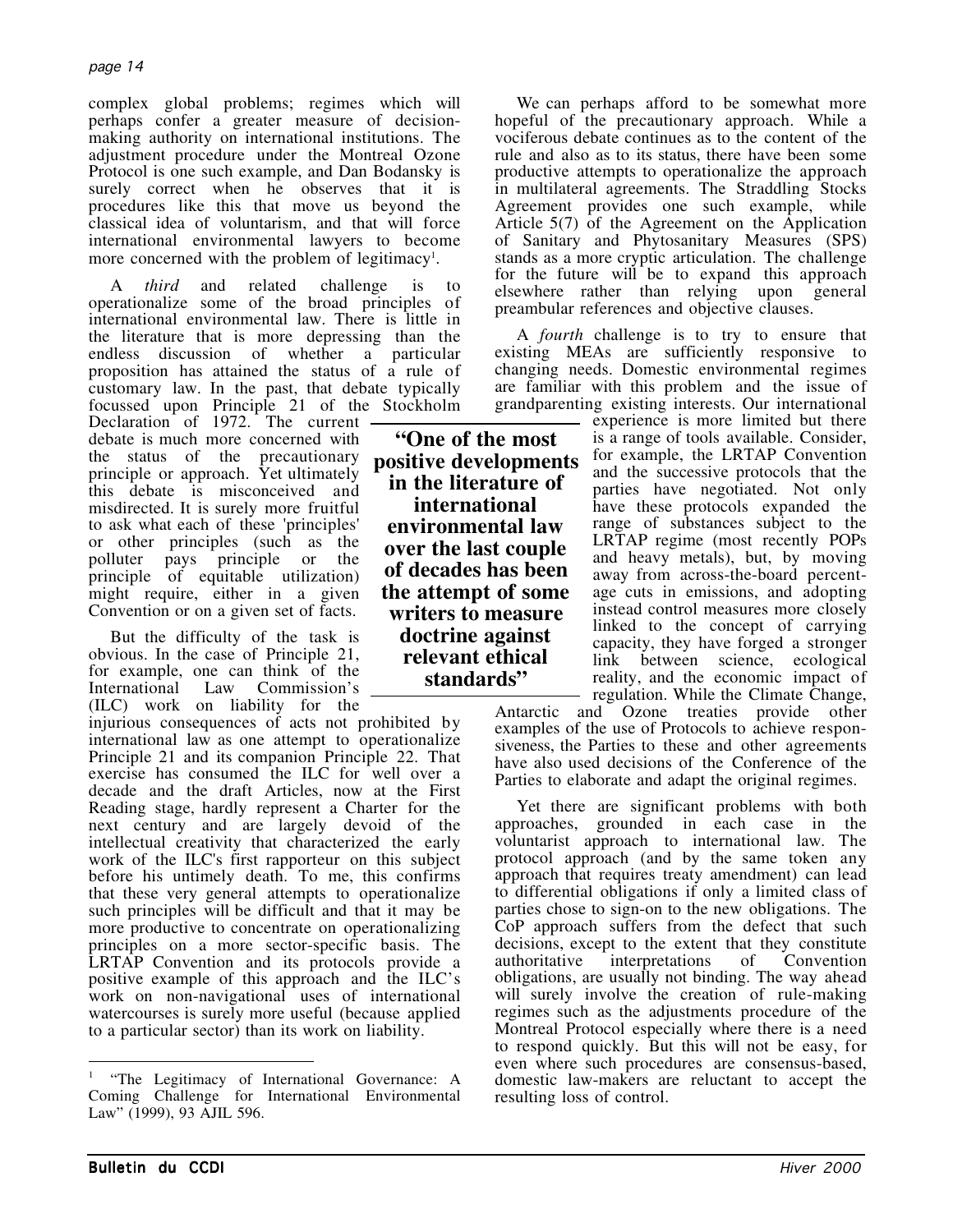complex global problems; regimes which will perhaps confer a greater measure of decision-making authority on international institutions. The adjustment procedure under the Montreal Ozone Protocol is one such example, and Dan Bodansky is surely correct when he observes that it is procedures like this that move us beyond the classical idea of voluntarism, and that will force international environmental lawyers to become more concerned with the problem of legitimacy[1].

A *third* and related challenge is to operationalize some of the broad principles of international environmental law. There is little in the literature that is more depressing than the endless discussion of whether a particular proposition has attained the status of a rule of customary law. In the past, that debate typically focussed upon Principle 21 of the Stockholm Declaration of 1972. The current debate is much more concerned with the status of the precautionary principle or approach. Yet ultimately this debate is misconceived and misdirected. It is surely more fruitful to ask what each of these 'principles' or other principles (such as the polluter pays principle or the principle of equitable utilization) might require, either in a given Convention or on a given set of facts.

But the difficulty of the task is obvious. In the case of Principle 21, for example, one can think of the International Law Commission's (ILC) work on liability for the injurious consequences of acts not prohibited by international law as one attempt to operationalize Principle 21 and its companion Principle 22. That exercise has consumed the ILC for well over a decade and the draft Articles, now at the First Reading stage, hardly represent a Charter for the next century and are largely devoid of the intellectual creativity that characterized the early work of the ILC's first rapporteur on this subject before his untimely death. To me, this confirms that these very general attempts to operationalize such principles will be difficult and that it may be more productive to concentrate on operationalizing principles on a more sector-specific basis. The LRTAP Convention and its protocols provide a positive example of this approach and the ILC's work on non-navigational uses of international watercourses is surely more useful (because applied to a particular sector) than its work on liability.

**"One of the most positive developments in the literature of international environmental law over the last couple of decades has been the attempt of some writers to measure doctrine against relevant ethical standards"**

We can perhaps afford to be somewhat more hopeful of the precautionary approach. While a vociferous debate continues as to the content of the rule and also as to its status, there have been some productive attempts to operationalize the approach in multilateral agreements. The Straddling Stocks Agreement provides one such example, while Article 5(7) of the Agreement on the Application of Sanitary and Phytosanitary Measures (SPS) stands as a more cryptic articulation. The challenge for the future will be to expand this approach elsewhere rather than relying upon general preambular references and objective clauses.

A *fourth* challenge is to try to ensure that existing MEAs are sufficiently responsive to changing needs. Domestic environmental regimes are familiar with this problem and the issue of grandparenting existing interests. Our international experience is more limited but there is a range of tools available. Consider, for example, the LRTAP Convention and the successive protocols that the parties have negotiated. Not only have these protocols expanded the range of substances subject to the LRTAP regime (most recently POPs and heavy metals), but, by moving away from across-the-board percentage cuts in emissions, and adopting instead control measures more closely linked to the concept of carrying capacity, they have forged a stronger link between science, ecological reality, and the economic impact of regulation. While the Climate Change, Antarctic and Ozone treaties provide other examples of the use of Protocols to achieve responsiveness, the Parties to these and other agreements have also used decisions of the Conference of the Parties to elaborate and adapt the original regimes.

Yet there are significant problems with both approaches, grounded in each case in the voluntarist approach to international law. The protocol approach (and by the same token any approach that requires treaty amendment) can lead to differential obligations if only a limited class of parties chose to sign-on to the new obligations. The CoP approach suffers from the defect that such decisions, except to the extent that they constitute authoritative interpretations of Convention obligations, are usually not binding. The way ahead will surely involve the creation of rule-making regimes such as the adjustments procedure of the Montreal Protocol especially where there is a need to respond quickly. But this will not be easy, for even where such procedures are consensus-based, domestic law-makers are reluctant to accept the resulting loss of control.

---

[1] "The Legitimacy of International Governance: A Coming Challenge for International Environmental Law" (1999), 93 AJIL 596.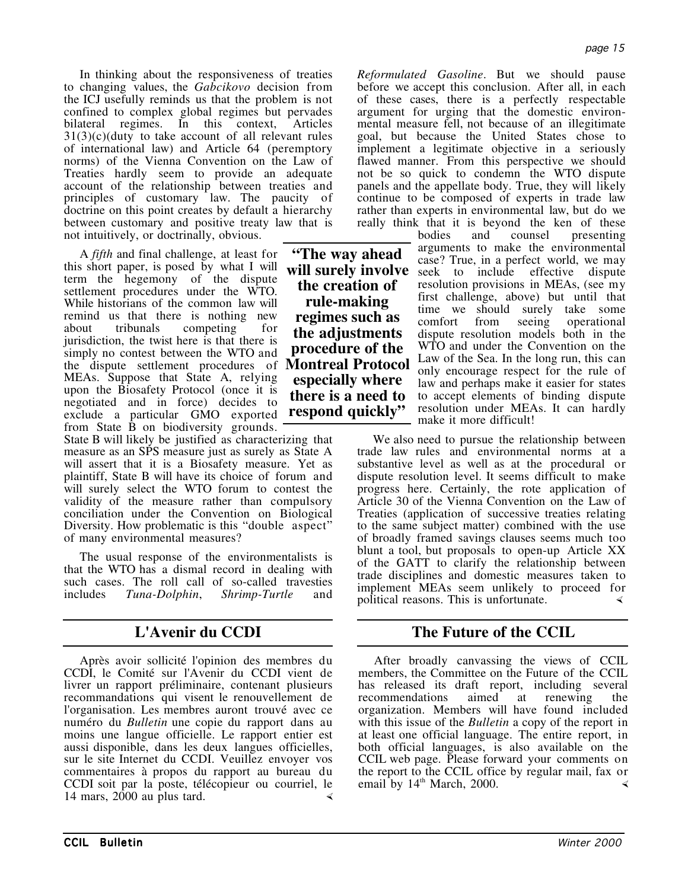In thinking about the responsiveness of treaties to changing values, the *Gabcikovo* decision from the ICJ usefully reminds us that the problem is not confined to complex global regimes but pervades bilateral regimes. In this context, Articles 31(3)(c)(duty to take account of all relevant rules of international law) and Article 64 (peremptory norms) of the Vienna Convention on the Law of Treaties hardly seem to provide an adequate account of the relationship between treaties and principles of customary law. The paucity of doctrine on this point creates by default a hierarchy between customary and positive treaty law that is not intuitively, or doctrinally, obvious.

A *fifth* and final challenge, at least for this short paper, is posed by what I will term the hegemony of the dispute settlement procedures under the WTO. While historians of the common law will remind us that there is nothing new about tribunals competing for jurisdiction, the twist here is that there is simply no contest between the WTO and the dispute settlement procedures of MEAs. Suppose that State A, relying upon the Biosafety Protocol (once it is negotiated and in force) decides to exclude a particular GMO exported from State B on biodiversity grounds. State B will likely be justified as characterizing that measure as an SPS measure just as surely as State A will assert that it is a Biosafety measure. Yet as plaintiff, State B will have its choice of forum and will surely select the WTO forum to contest the validity of the measure rather than compulsory conciliation under the Convention on Biological Diversity. How problematic is this "double aspect" of many environmental measures?

**"The way ahead will surely involve the creation of rule-making regimes such as the adjustments procedure of the Montreal Protocol especially where there is a need to respond quickly"**

The usual response of the environmentalists is that the WTO has a dismal record in dealing with such cases. The roll call of so-called travesties includes *Tuna-Dolphin*, *Shrimp-Turtle* and *Reformulated Gasoline*. But we should pause before we accept this conclusion. After all, in each of these cases, there is a perfectly respectable argument for urging that the domestic environmental measure fell, not because of an illegitimate goal, but because the United States chose to implement a legitimate objective in a seriously flawed manner. From this perspective we should not be so quick to condemn the WTO dispute panels and the appellate body. True, they will likely continue to be composed of experts in trade law rather than experts in environmental law, but do we really think that it is beyond the ken of these bodies and counsel presenting arguments to make the environmental case? True, in a perfect world, we may seek to include effective dispute resolution provisions in MEAs, (see my first challenge, above) but until that time we should surely take some comfort from seeing operational dispute resolution models both in the WTO and under the Convention on the Law of the Sea. In the long run, this can only encourage respect for the rule of law and perhaps make it easier for states to accept elements of binding dispute resolution under MEAs. It can hardly make it more difficult!

We also need to pursue the relationship between trade law rules and environmental norms at a substantive level as well as at the procedural or dispute resolution level. It seems difficult to make progress here. Certainly, the rote application of Article 30 of the Vienna Convention on the Law of Treaties (application of successive treaties relating to the same subject matter) combined with the use of broadly framed savings clauses seems much too blunt a tool, but proposals to open-up Article XX of the GATT to clarify the relationship between trade disciplines and domestic measures taken to implement MEAs seem unlikely to proceed for political reasons. This is unfortunate.

## L'Avenir du CCDI

Après avoir sollicité l'opinion des membres du CCDI, le Comité sur l'Avenir du CCDI vient de livrer un rapport préliminaire, contenant plusieurs recommandations qui visent le renouvellement de l'organisation. Les membres auront trouvé avec ce numéro du *Bulletin* une copie du rapport dans au moins une langue officielle. Le rapport entier est aussi disponible, dans les deux langues officielles, sur le site Internet du CCDI. Veuillez envoyer vos commentaires à propos du rapport au bureau du CCDI soit par la poste, télécopieur ou courriel, le 14 mars, 2000 au plus tard.

## The Future of the CCIL

After broadly canvassing the views of CCIL members, the Committee on the Future of the CCIL has released its draft report, including several recommendations aimed at renewing the organization. Members will have found included with this issue of the *Bulletin* a copy of the report in at least one official language. The entire report, in both official languages, is also available on the CCIL web page. Please forward your comments on the report to the CCIL office by regular mail, fax or email by 14th March, 2000.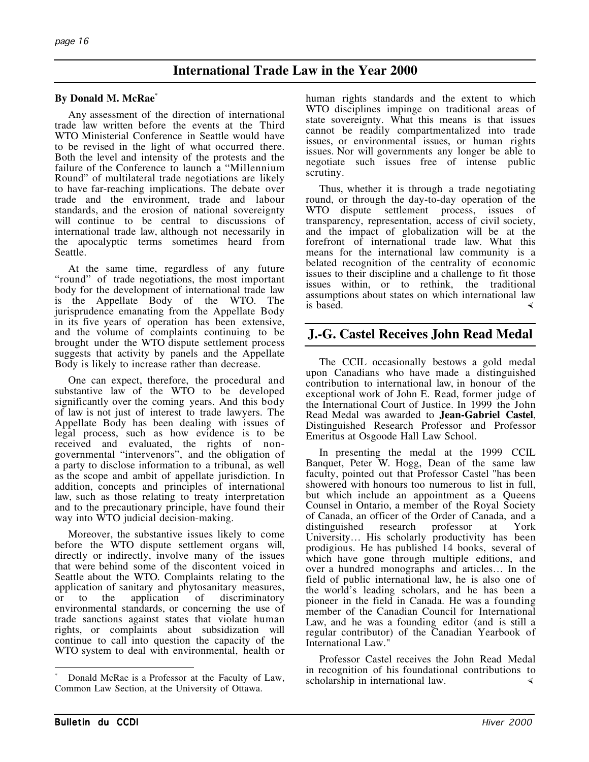## International Trade Law in the Year 2000

**By Donald M. McRae***

Any assessment of the direction of international trade law written before the events at the Third WTO Ministerial Conference in Seattle would have to be revised in the light of what occurred there. Both the level and intensity of the protests and the failure of the Conference to launch a "Millennium Round" of multilateral trade negotiations are likely to have far-reaching implications. The debate over trade and the environment, trade and labour standards, and the erosion of national sovereignty will continue to be central to discussions of international trade law, although not necessarily in the apocalyptic terms sometimes heard from Seattle.

At the same time, regardless of any future "round" of trade negotiations, the most important body for the development of international trade law is the Appellate Body of the WTO. The jurisprudence emanating from the Appellate Body in its five years of operation has been extensive, and the volume of complaints continuing to be brought under the WTO dispute settlement process suggests that activity by panels and the Appellate Body is likely to increase rather than decrease.

One can expect, therefore, the procedural and substantive law of the WTO to be developed significantly over the coming years. And this body of law is not just of interest to trade lawyers. The Appellate Body has been dealing with issues of legal process, such as how evidence is to be received and evaluated, the rights of non-governmental "intervenors", and the obligation of a party to disclose information to a tribunal, as well as the scope and ambit of appellate jurisdiction. In addition, concepts and principles of international law, such as those relating to treaty interpretation and to the precautionary principle, have found their way into WTO judicial decision-making.

Moreover, the substantive issues likely to come before the WTO dispute settlement organs will, directly or indirectly, involve many of the issues that were behind some of the discontent voiced in Seattle about the WTO. Complaints relating to the application of sanitary and phytosanitary measures, or to the application of discriminatory environmental standards, or concerning the use of trade sanctions against states that violate human rights, or complaints about subsidization will continue to call into question the capacity of the WTO system to deal with environmental, health or human rights standards and the extent to which WTO disciplines impinge on traditional areas of state sovereignty. What this means is that issues cannot be readily compartmentalized into trade issues, or environmental issues, or human rights issues. Nor will governments any longer be able to negotiate such issues free of intense public scrutiny.

Thus, whether it is through a trade negotiating round, or through the day-to-day operation of the WTO dispute settlement process, issues of transparency, representation, access of civil society, and the impact of globalization will be at the forefront of international trade law. What this means for the international law community is a belated recognition of the centrality of economic issues to their discipline and a challenge to fit those issues within, or to rethink, the traditional assumptions about states on which international law is based.

\* Donald McRae is a Professor at the Faculty of Law, Common Law Section, at the University of Ottawa.

## J.-G. Castel Receives John Read Medal

The CCIL occasionally bestows a gold medal upon Canadians who have made a distinguished contribution to international law, in honour of the exceptional work of John E. Read, former judge of the International Court of Justice. In 1999 the John Read Medal was awarded to **Jean-Gabriel Castel**, Distinguished Research Professor and Professor Emeritus at Osgoode Hall Law School.

In presenting the medal at the 1999 CCIL Banquet, Peter W. Hogg, Dean of the same law faculty, pointed out that Professor Castel "has been showered with honours too numerous to list in full, but which include an appointment as a Queens Counsel in Ontario, a member of the Royal Society of Canada, an officer of the Order of Canada, and a distinguished research professor at York University… His scholarly productivity has been prodigious. He has published 14 books, several of which have gone through multiple editions, and over a hundred monographs and articles… In the field of public international law, he is also one of the world's leading scholars, and he has been a pioneer in the field in Canada. He was a founding member of the Canadian Council for International Law, and he was a founding editor (and is still a regular contributor) of the Canadian Yearbook of International Law."

Professor Castel receives the John Read Medal in recognition of his foundational contributions to scholarship in international law.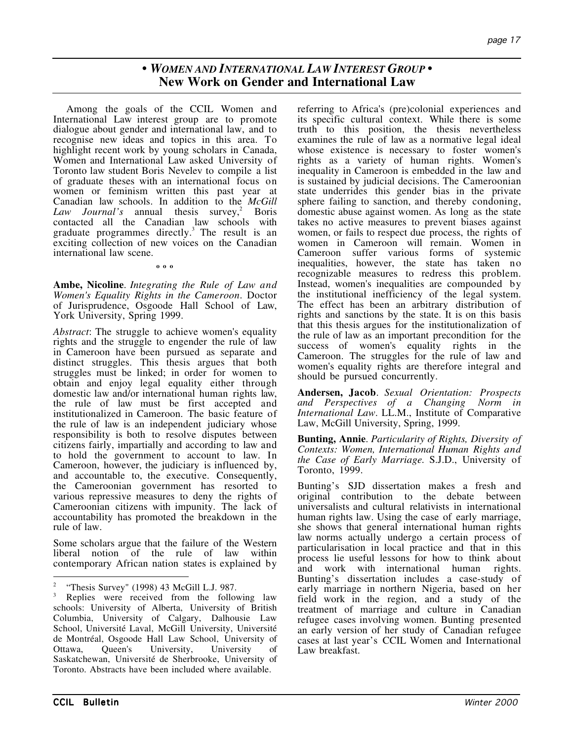## • *WOMEN AND INTERNATIONAL LAW INTEREST GROUP* •
## New Work on Gender and International Law

Among the goals of the CCIL Women and International Law interest group are to promote dialogue about gender and international law, and to recognise new ideas and topics in this area. To highlight recent work by young scholars in Canada, Women and International Law asked University of Toronto law student Boris Nevelev to compile a list of graduate theses with an international focus on women or feminism written this past year at Canadian law schools. In addition to the *McGill Law Journal's* annual thesis survey,[2] Boris contacted all the Canadian law schools with graduate programmes directly.[3] The result is an exciting collection of new voices on the Canadian international law scene.

º º º

**Ambe, Nicoline**. *Integrating the Rule of Law and Women's Equality Rights in the Cameroon*. Doctor of Jurisprudence, Osgoode Hall School of Law, York University, Spring 1999.

*Abstract*: The struggle to achieve women's equality rights and the struggle to engender the rule of law in Cameroon have been pursued as separate and distinct struggles. This thesis argues that both struggles must be linked; in order for women to obtain and enjoy legal equality either through domestic law and/or international human rights law, the rule of law must be first accepted and institutionalized in Cameroon. The basic feature of the rule of law is an independent judiciary whose responsibility is both to resolve disputes between citizens fairly, impartially and according to law and to hold the government to account to law. In Cameroon, however, the judiciary is influenced by, and accountable to, the executive. Consequently, the Cameroonian government has resorted to various repressive measures to deny the rights of Cameroonian citizens with impunity. The lack of accountability has promoted the breakdown in the rule of law.

Some scholars argue that the failure of the Western liberal notion of the rule of law within contemporary African nation states is explained by referring to Africa's (pre)colonial experiences and its specific cultural context. While there is some truth to this position, the thesis nevertheless examines the rule of law as a normative legal ideal whose existence is necessary to foster women's rights as a variety of human rights. Women's inequality in Cameroon is embedded in the law and is sustained by judicial decisions. The Cameroonian state underrides this gender bias in the private sphere failing to sanction, and thereby condoning, domestic abuse against women. As long as the state takes no active measures to prevent biases against women, or fails to respect due process, the rights of women in Cameroon will remain. Women in Cameroon suffer various forms of systemic inequalities, however, the state has taken no recognizable measures to redress this problem. Instead, women's inequalities are compounded by the institutional inefficiency of the legal system. The effect has been an arbitrary distribution of rights and sanctions by the state. It is on this basis that this thesis argues for the institutionalization of the rule of law as an important precondition for the success of women's equality rights in the Cameroon. The struggles for the rule of law and women's equality rights are therefore integral and should be pursued concurrently.

**Andersen, Jacob**. *Sexual Orientation: Prospects and Perspectives of a Changing Norm in International Law*. LL.M., Institute of Comparative Law, McGill University, Spring, 1999.

**Bunting, Annie**. *Particularity of Rights, Diversity of Contexts: Women, International Human Rights and the Case of Early Marriage.* S.J.D., University of Toronto, 1999.

Bunting's SJD dissertation makes a fresh and original contribution to the debate between universalists and cultural relativists in international human rights law. Using the case of early marriage, she shows that general international human rights law norms actually undergo a certain process of particularisation in local practice and that in this process lie useful lessons for how to think about and work with international human rights. Bunting's dissertation includes a case-study of early marriage in northern Nigeria, based on her field work in the region, and a study of the treatment of marriage and culture in Canadian refugee cases involving women. Bunting presented an early version of her study of Canadian refugee cases at last year's CCIL Women and International Law breakfast.

---

[2] "Thesis Survey" (1998) 43 McGill L.J. 987.

[3] Replies were received from the following law schools: University of Alberta, University of British Columbia, University of Calgary, Dalhousie Law School, Université Laval, McGill University, Université de Montréal, Osgoode Hall Law School, University of Ottawa, Queen's University, University of Saskatchewan, Université de Sherbrooke, University of Toronto. Abstracts have been included where available.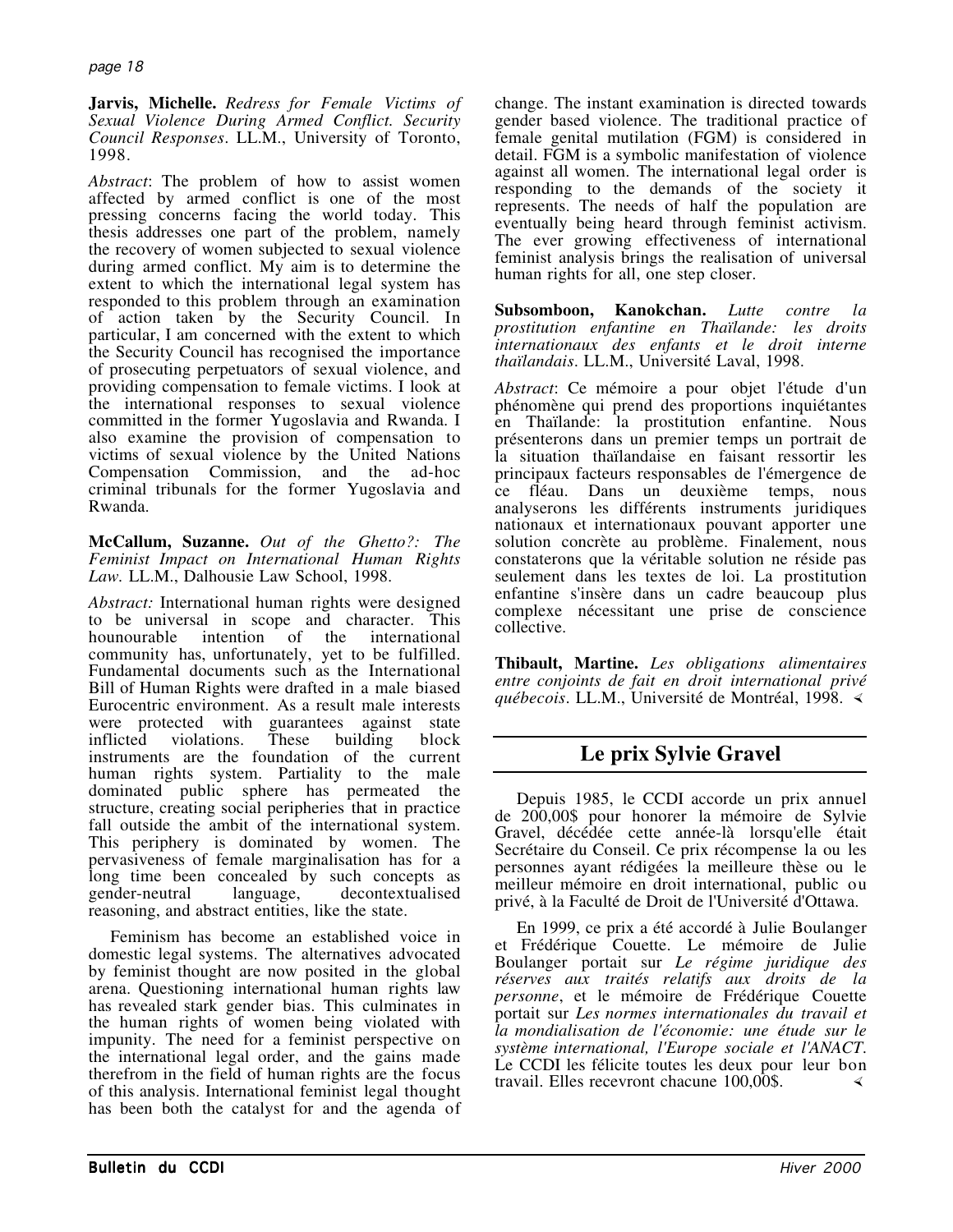**Jarvis, Michelle.** *Redress for Female Victims of Sexual Violence During Armed Conflict. Security Council Responses*. LL.M., University of Toronto, 1998.

*Abstract*: The problem of how to assist women affected by armed conflict is one of the most pressing concerns facing the world today. This thesis addresses one part of the problem, namely the recovery of women subjected to sexual violence during armed conflict. My aim is to determine the extent to which the international legal system has responded to this problem through an examination of action taken by the Security Council. In particular, I am concerned with the extent to which the Security Council has recognised the importance of prosecuting perpetuators of sexual violence, and providing compensation to female victims. I look at the international responses to sexual violence committed in the former Yugoslavia and Rwanda. I also examine the provision of compensation to victims of sexual violence by the United Nations Compensation Commission, and the ad-hoc criminal tribunals for the former Yugoslavia and Rwanda.

**McCallum, Suzanne.** *Out of the Ghetto?: The Feminist Impact on International Human Rights Law*. LL.M., Dalhousie Law School, 1998.

*Abstract:* International human rights were designed to be universal in scope and character. This hounourable intention of the international community has, unfortunately, yet to be fulfilled. Fundamental documents such as the International Bill of Human Rights were drafted in a male biased Eurocentric environment. As a result male interests were protected with guarantees against state inflicted violations. These building block instruments are the foundation of the current human rights system. Partiality to the male dominated public sphere has permeated the structure, creating social peripheries that in practice fall outside the ambit of the international system. This periphery is dominated by women. The pervasiveness of female marginalisation has for a long time been concealed by such concepts as gender-neutral language, decontextualised reasoning, and abstract entities, like the state.

Feminism has become an established voice in domestic legal systems. The alternatives advocated by feminist thought are now posited in the global arena. Questioning international human rights law has revealed stark gender bias. This culminates in the human rights of women being violated with impunity. The need for a feminist perspective on the international legal order, and the gains made therefrom in the field of human rights are the focus of this analysis. International feminist legal thought has been both the catalyst for and the agenda of change. The instant examination is directed towards gender based violence. The traditional practice of female genital mutilation (FGM) is considered in detail. FGM is a symbolic manifestation of violence against all women. The international legal order is responding to the demands of the society it represents. The needs of half the population are eventually being heard through feminist activism. The ever growing effectiveness of international feminist analysis brings the realisation of universal human rights for all, one step closer.

**Subsomboon, Kanokchan.** *Lutte contre la prostitution enfantine en Thaïlande: les droits internationaux des enfants et le droit interne thaïlandais*. LL.M., Université Laval, 1998.

*Abstract*: Ce mémoire a pour objet l'étude d'un phénomène qui prend des proportions inquiétantes en Thaïlande: la prostitution enfantine. Nous présenterons dans un premier temps un portrait de la situation thaïlandaise en faisant ressortir les principaux facteurs responsables de l'émergence de ce fléau. Dans un deuxième temps, nous analyserons les différents instruments juridiques nationaux et internationaux pouvant apporter une solution concrète au problème. Finalement, nous constaterons que la véritable solution ne réside pas seulement dans les textes de loi. La prostitution enfantine s'insère dans un cadre beaucoup plus complexe nécessitant une prise de conscience collective.

**Thibault, Martine.** *Les obligations alimentaires entre conjoints de fait en droit international privé québecois*. LL.M., Université de Montréal, 1998.

## Le prix Sylvie Gravel

Depuis 1985, le CCDI accorde un prix annuel de 200,00$ pour honorer la mémoire de Sylvie Gravel, décédée cette année-là lorsqu'elle était Secrétaire du Conseil. Ce prix récompense la ou les personnes ayant rédigées la meilleure thèse ou le meilleur mémoire en droit international, public ou privé, à la Faculté de Droit de l'Université d'Ottawa.

En 1999, ce prix a été accordé à Julie Boulanger et Frédérique Couette. Le mémoire de Julie Boulanger portait sur *Le régime juridique des réserves aux traités relatifs aux droits de la personne*, et le mémoire de Frédérique Couette portait sur *Les normes internationales du travail et la mondialisation de l'économie: une étude sur le système international, l'Europe sociale et l'ANACT*. Le CCDI les félicite toutes les deux pour leur bon travail. Elles recevront chacune 100,00$.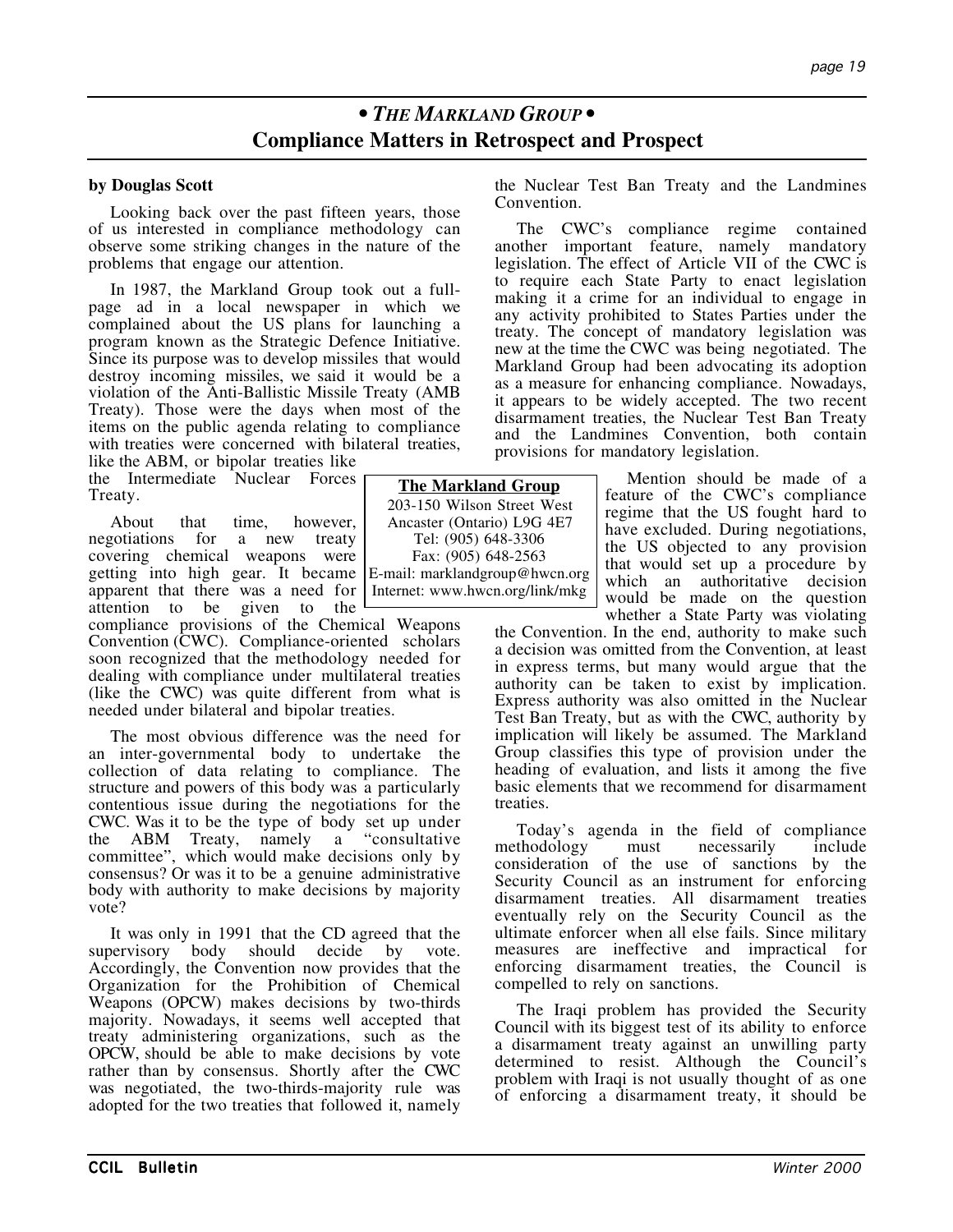# • *THE MARKLAND GROUP* •

## Compliance Matters in Retrospect and Prospect

**by Douglas Scott**

Looking back over the past fifteen years, those of us interested in compliance methodology can observe some striking changes in the nature of the problems that engage our attention.

In 1987, the Markland Group took out a full-page ad in a local newspaper in which we complained about the US plans for launching a program known as the Strategic Defence Initiative. Since its purpose was to develop missiles that would destroy incoming missiles, we said it would be a violation of the Anti-Ballistic Missile Treaty (AMB Treaty). Those were the days when most of the items on the public agenda relating to compliance with treaties were concerned with bilateral treaties, like the ABM, or bipolar treaties like the Intermediate Nuclear Forces Treaty.

About that time, however, negotiations for a new treaty covering chemical weapons were getting into high gear. It became apparent that there was a need for attention to be given to the compliance provisions of the Chemical Weapons Convention (CWC). Compliance-oriented scholars soon recognized that the methodology needed for dealing with compliance under multilateral treaties (like the CWC) was quite different from what is needed under bilateral and bipolar treaties.

The most obvious difference was the need for an inter-governmental body to undertake the collection of data relating to compliance. The structure and powers of this body was a particularly contentious issue during the negotiations for the CWC. Was it to be the type of body set up under the ABM Treaty, namely a "consultative committee", which would make decisions only by consensus? Or was it to be a genuine administrative body with authority to make decisions by majority vote?

It was only in 1991 that the CD agreed that the supervisory body should decide by vote. Accordingly, the Convention now provides that the Organization for the Prohibition of Chemical Weapons (OPCW) makes decisions by two-thirds majority. Nowadays, it seems well accepted that treaty administering organizations, such as the OPCW, should be able to make decisions by vote rather than by consensus. Shortly after the CWC was negotiated, the two-thirds-majority rule was adopted for the two treaties that followed it, namely the Nuclear Test Ban Treaty and the Landmines Convention.

The CWC's compliance regime contained another important feature, namely mandatory legislation. The effect of Article VII of the CWC is to require each State Party to enact legislation making it a crime for an individual to engage in any activity prohibited to States Parties under the treaty. The concept of mandatory legislation was new at the time the CWC was being negotiated. The Markland Group had been advocating its adoption as a measure for enhancing compliance. Nowadays, it appears to be widely accepted. The two recent disarmament treaties, the Nuclear Test Ban Treaty and the Landmines Convention, both contain provisions for mandatory legislation.

Mention should be made of a feature of the CWC's compliance regime that the US fought hard to have excluded. During negotiations, the US objected to any provision that would set up a procedure by which an authoritative decision would be made on the question whether a State Party was violating the Convention. In the end, authority to make such a decision was omitted from the Convention, at least in express terms, but many would argue that the authority can be taken to exist by implication. Express authority was also omitted in the Nuclear Test Ban Treaty, but as with the CWC, authority by implication will likely be assumed. The Markland Group classifies this type of provision under the heading of evaluation, and lists it among the five basic elements that we recommend for disarmament treaties.

Today's agenda in the field of compliance methodology must necessarily include consideration of the use of sanctions by the Security Council as an instrument for enforcing disarmament treaties. All disarmament treaties eventually rely on the Security Council as the ultimate enforcer when all else fails. Since military measures are ineffective and impractical for enforcing disarmament treaties, the Council is compelled to rely on sanctions.

The Iraqi problem has provided the Security Council with its biggest test of its ability to enforce a disarmament treaty against an unwilling party determined to resist. Although the Council's problem with Iraqi is not usually thought of as one of enforcing a disarmament treaty, it should be

---

**The Markland Group**
203-150 Wilson Street West
Ancaster (Ontario) L9G 4E7
Tel: (905) 648-3306
Fax: (905) 648-2563
E-mail: marklandgroup@hwcn.org
Internet: www.hwcn.org/link/mkg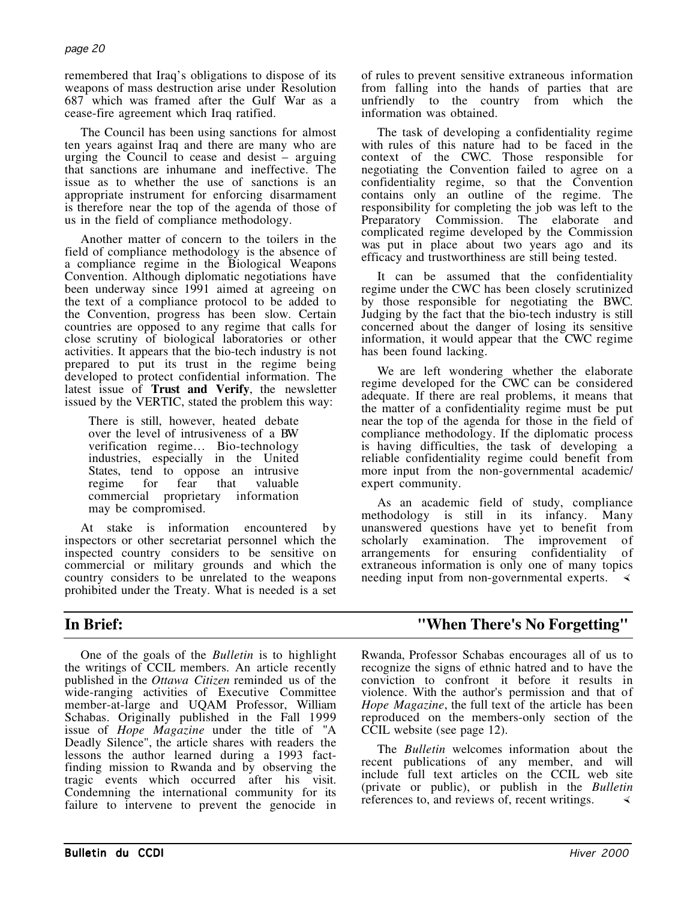remembered that Iraq's obligations to dispose of its weapons of mass destruction arise under Resolution 687 which was framed after the Gulf War as a cease-fire agreement which Iraq ratified.

The Council has been using sanctions for almost ten years against Iraq and there are many who are urging the Council to cease and desist – arguing that sanctions are inhumane and ineffective. The issue as to whether the use of sanctions is an appropriate instrument for enforcing disarmament is therefore near the top of the agenda of those of us in the field of compliance methodology.

Another matter of concern to the toilers in the field of compliance methodology is the absence of a compliance regime in the Biological Weapons Convention. Although diplomatic negotiations have been underway since 1991 aimed at agreeing on the text of a compliance protocol to be added to the Convention, progress has been slow. Certain countries are opposed to any regime that calls for close scrutiny of biological laboratories or other activities. It appears that the bio-tech industry is not prepared to put its trust in the regime being developed to protect confidential information. The latest issue of **Trust and Verify**, the newsletter issued by the VERTIC, stated the problem this way:

> There is still, however, heated debate over the level of intrusiveness of a BW verification regime… Bio-technology industries, especially in the United States, tend to oppose an intrusive regime for fear that valuable commercial proprietary information may be compromised.

At stake is information encountered by inspectors or other secretariat personnel which the inspected country considers to be sensitive on commercial or military grounds and which the country considers to be unrelated to the weapons prohibited under the Treaty. What is needed is a set of rules to prevent sensitive extraneous information from falling into the hands of parties that are unfriendly to the country from which the information was obtained.

The task of developing a confidentiality regime with rules of this nature had to be faced in the context of the CWC. Those responsible for negotiating the Convention failed to agree on a confidentiality regime, so that the Convention contains only an outline of the regime. The responsibility for completing the job was left to the Preparatory Commission. The elaborate and complicated regime developed by the Commission was put in place about two years ago and its efficacy and trustworthiness are still being tested.

It can be assumed that the confidentiality regime under the CWC has been closely scrutinized by those responsible for negotiating the BWC. Judging by the fact that the bio-tech industry is still concerned about the danger of losing its sensitive information, it would appear that the CWC regime has been found lacking.

We are left wondering whether the elaborate regime developed for the CWC can be considered adequate. If there are real problems, it means that the matter of a confidentiality regime must be put near the top of the agenda for those in the field of compliance methodology. If the diplomatic process is having difficulties, the task of developing a reliable confidentiality regime could benefit from more input from the non-governmental academic/ expert community.

As an academic field of study, compliance methodology is still in its infancy. Many unanswered questions have yet to benefit from scholarly examination. The improvement of arrangements for ensuring confidentiality of extraneous information is only one of many topics needing input from non-governmental experts.

## In Brief: "When There's No Forgetting"

One of the goals of the *Bulletin* is to highlight the writings of CCIL members. An article recently published in the *Ottawa Citizen* reminded us of the wide-ranging activities of Executive Committee member-at-large and UQAM Professor, William Schabas. Originally published in the Fall 1999 issue of *Hope Magazine* under the title of "A Deadly Silence", the article shares with readers the lessons the author learned during a 1993 fact-finding mission to Rwanda and by observing the tragic events which occurred after his visit. Condemning the international community for its failure to intervene to prevent the genocide in Rwanda, Professor Schabas encourages all of us to recognize the signs of ethnic hatred and to have the conviction to confront it before it results in violence. With the author's permission and that of *Hope Magazine*, the full text of the article has been reproduced on the members-only section of the CCIL website (see page 12).

The *Bulletin* welcomes information about the recent publications of any member, and will include full text articles on the CCIL web site (private or public), or publish in the *Bulletin* references to, and reviews of, recent writings.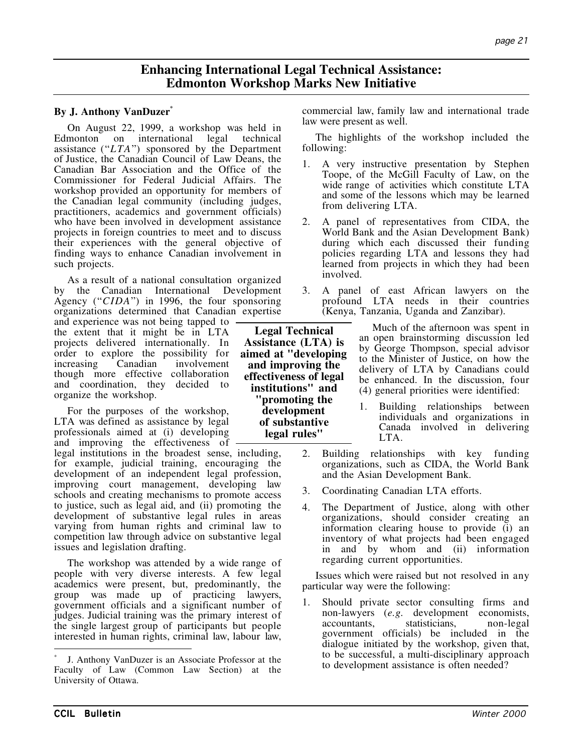# Enhancing International Legal Technical Assistance: Edmonton Workshop Marks New Initiative

**By J. Anthony VanDuzer***

On August 22, 1999, a workshop was held in Edmonton on international legal technical assistance ("*LTA*") sponsored by the Department of Justice, the Canadian Council of Law Deans, the Canadian Bar Association and the Office of the Commissioner for Federal Judicial Affairs. The workshop provided an opportunity for members of the Canadian legal community (including judges, practitioners, academics and government officials) who have been involved in development assistance projects in foreign countries to meet and to discuss their experiences with the general objective of finding ways to enhance Canadian involvement in such projects.

As a result of a national consultation organized by the Canadian International Development Agency ("*CIDA*") in 1996, the four sponsoring organizations determined that Canadian expertise and experience was not being tapped to the extent that it might be in LTA projects delivered internationally. In order to explore the possibility for increasing Canadian involvement though more effective collaboration and coordination, they decided to organize the workshop.

**Legal Technical Assistance (LTA) is aimed at "developing and improving the effectiveness of legal institutions" and "promoting the development of substantive legal rules"**

For the purposes of the workshop, LTA was defined as assistance by legal professionals aimed at (i) developing and improving the effectiveness of legal institutions in the broadest sense, including, for example, judicial training, encouraging the development of an independent legal profession, improving court management, developing law schools and creating mechanisms to promote access to justice, such as legal aid, and (ii) promoting the development of substantive legal rules in areas varying from human rights and criminal law to competition law through advice on substantive legal issues and legislation drafting.

The workshop was attended by a wide range of people with very diverse interests. A few legal academics were present, but, predominantly, the group was made up of practicing lawyers, government officials and a significant number of judges. Judicial training was the primary interest of the single largest group of participants but people interested in human rights, criminal law, labour law, commercial law, family law and international trade law were present as well.

The highlights of the workshop included the following:

1. A very instructive presentation by Stephen Toope, of the McGill Faculty of Law, on the wide range of activities which constitute LTA and some of the lessons which may be learned from delivering LTA.
2. A panel of representatives from CIDA, the World Bank and the Asian Development Bank) during which each discussed their funding policies regarding LTA and lessons they had learned from projects in which they had been involved.
3. A panel of east African lawyers on the profound LTA needs in their countries (Kenya, Tanzania, Uganda and Zanzibar).

Much of the afternoon was spent in an open brainstorming discussion led by George Thompson, special advisor to the Minister of Justice, on how the delivery of LTA by Canadians could be enhanced. In the discussion, four (4) general priorities were identified:

1. Building relationships between individuals and organizations in Canada involved in delivering LTA.
2. Building relationships with key funding organizations, such as CIDA, the World Bank and the Asian Development Bank.
3. Coordinating Canadian LTA efforts.
4. The Department of Justice, along with other organizations, should consider creating an information clearing house to provide (i) an inventory of what projects had been engaged in and by whom and (ii) information regarding current opportunities.

Issues which were raised but not resolved in any particular way were the following:

1. Should private sector consulting firms and non-lawyers (*e.g.* development economists, accountants, statisticians, non-legal government officials) be included in the dialogue initiated by the workshop, given that, to be successful, a multi-disciplinary approach to development assistance is often needed?

---

\* J. Anthony VanDuzer is an Associate Professor at the Faculty of Law (Common Law Section) at the University of Ottawa.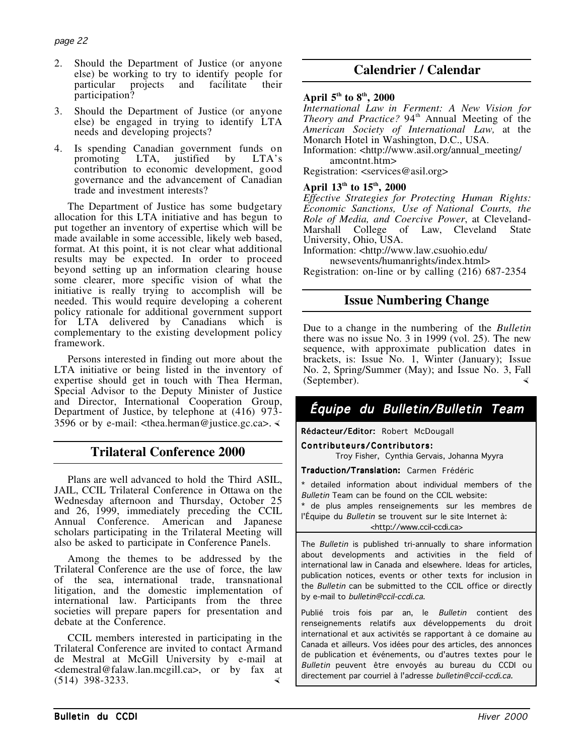2. Should the Department of Justice (or anyone else) be working to try to identify people for particular projects and facilitate their participation?

3. Should the Department of Justice (or anyone else) be engaged in trying to identify LTA needs and developing projects?

4. Is spending Canadian government funds on promoting LTA, justified by LTA's contribution to economic development, good governance and the advancement of Canadian trade and investment interests?

The Department of Justice has some budgetary allocation for this LTA initiative and has begun to put together an inventory of expertise which will be made available in some accessible, likely web based, format. At this point, it is not clear what additional results may be expected. In order to proceed beyond setting up an information clearing house some clearer, more specific vision of what the initiative is really trying to accomplish will be needed. This would require developing a coherent policy rationale for additional government support for LTA delivered by Canadians which is complementary to the existing development policy framework.

Persons interested in finding out more about the LTA initiative or being listed in the inventory of expertise should get in touch with Thea Herman, Special Advisor to the Deputy Minister of Justice and Director, International Cooperation Group, Department of Justice, by telephone at (416) 973-3596 or by e-mail: <thea.herman@justice.gc.ca>.

## Trilateral Conference 2000

Plans are well advanced to hold the Third ASIL, JAIL, CCIL Trilateral Conference in Ottawa on the Wednesday afternoon and Thursday, October 25 and 26, 1999, immediately preceding the CCIL Annual Conference. American and Japanese scholars participating in the Trilateral Meeting will also be asked to participate in Conference Panels.

Among the themes to be addressed by the Trilateral Conference are the use of force, the law of the sea, international trade, transnational litigation, and the domestic implementation of international law. Participants from the three societies will prepare papers for presentation and debate at the Conference.

CCIL members interested in participating in the Trilateral Conference are invited to contact Armand de Mestral at McGill University by e-mail at <demestral@falaw.lan.mcgill.ca>, or by fax at (514) 398-3233.

## Calendrier / Calendar

**April 5th to 8th, 2000**
*International Law in Ferment: A New Vision for Theory and Practice?* 94th Annual Meeting of the *American Society of International Law,* at the Monarch Hotel in Washington, D.C., USA.
Information: <http://www.asil.org/annual_meeting/amcontnt.htm>
Registration: <services@asil.org>

**April 13th to 15th, 2000**
*Effective Strategies for Protecting Human Rights: Economic Sanctions, Use of National Courts, the Role of Media, and Coercive Power*, at Cleveland-Marshall College of Law, Cleveland State University, Ohio, USA.
Information: <http://www.law.csuohio.edu/newsevents/humanrights/index.html>
Registration: on-line or by calling (216) 687-2354

## Issue Numbering Change

Due to a change in the numbering of the *Bulletin* there was no issue No. 3 in 1999 (vol. 25). The new sequence, with approximate publication dates in brackets, is: Issue No. 1, Winter (January); Issue No. 2, Spring/Summer (May); and Issue No. 3, Fall (September).

## Équipe du Bulletin/Bulletin Team

**Rédacteur/Editor:** Robert McDougall

**Contributeurs/Contributors:** Troy Fisher, Cynthia Gervais, Johanna Myyra

**Traduction/Translation:** Carmen Frédéric

\* detailed information about individual members of the *Bulletin* Team can be found on the CCIL website:
\* de plus amples renseignements sur les membres de l'Équipe du *Bulletin* se trouvent sur le site Internet à:
<http://www.ccil-ccdi.ca>

The *Bulletin* is published tri-annually to share information about developments and activities in the field of international law in Canada and elsewhere. Ideas for articles, publication notices, events or other texts for inclusion in the *Bulletin* can be submitted to the CCIL office or directly by e-mail to *bulletin@ccil-ccdi.ca.*

Publié trois fois par an, le *Bulletin* contient des renseignements relatifs aux développements du droit international et aux activités se rapportant à ce domaine au Canada et ailleurs. Vos idées pour des articles, des annonces de publication et événements, ou d'autres textes pour le *Bulletin* peuvent être envoyés au bureau du CCDI ou directement par courriel à l'adresse *bulletin@ccil-ccdi.ca.*